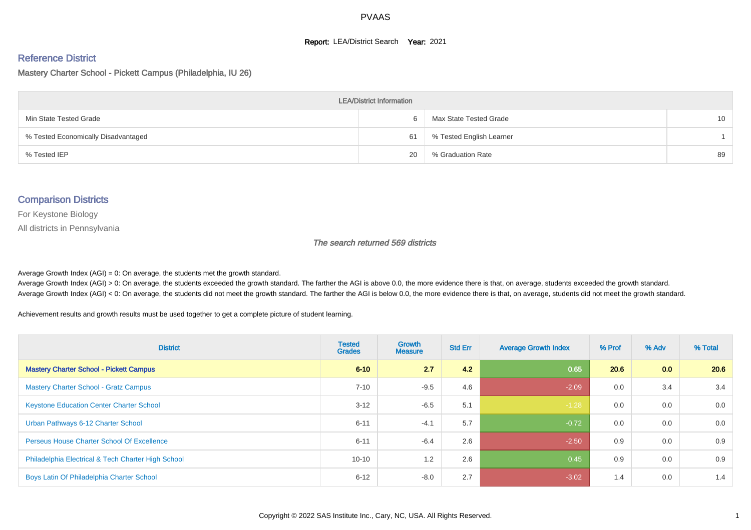PVAAS

**Report:** LEA/District Search **Year:** 2021

## Reference District

### Mastery Charter School - Pickett Campus (Philadelphia, IU 26)

| LEA/District Information | | | |
|---|---|---|---|
| Min State Tested Grade | 6 | Max State Tested Grade | 10 |
| % Tested Economically Disadvantaged | 61 | % Tested English Learner | 1 |
| % Tested IEP | 20 | % Graduation Rate | 89 |

## Comparison Districts

For Keystone Biology

All districts in Pennsylvania

*The search returned 569 districts*

Average Growth Index (AGI) = 0: On average, the students met the growth standard.
Average Growth Index (AGI) > 0: On average, the students exceeded the growth standard. The farther the AGI is above 0.0, the more evidence there is that, on average, students exceeded the growth standard.
Average Growth Index (AGI) < 0: On average, the students did not meet the growth standard. The farther the AGI is below 0.0, the more evidence there is that, on average, students did not meet the growth standard.

Achievement results and growth results must be used together to get a complete picture of student learning.

| District | Tested Grades | Growth Measure | Std Err | Average Growth Index | % Prof | % Adv | % Total |
|---|---|---|---|---|---|---|---|
| **Mastery Charter School - Pickett Campus** | **6-10** | **2.7** | **4.2** | **0.65** | **20.6** | **0.0** | **20.6** |
| Mastery Charter School - Gratz Campus | 7-10 | -9.5 | 4.6 | -2.09 | 0.0 | 3.4 | 3.4 |
| Keystone Education Center Charter School | 3-12 | -6.5 | 5.1 | -1.28 | 0.0 | 0.0 | 0.0 |
| Urban Pathways 6-12 Charter School | 6-11 | -4.1 | 5.7 | -0.72 | 0.0 | 0.0 | 0.0 |
| Perseus House Charter School Of Excellence | 6-11 | -6.4 | 2.6 | -2.50 | 0.9 | 0.0 | 0.9 |
| Philadelphia Electrical & Tech Charter High School | 10-10 | 1.2 | 2.6 | 0.45 | 0.9 | 0.0 | 0.9 |
| Boys Latin Of Philadelphia Charter School | 6-12 | -8.0 | 2.7 | -3.02 | 1.4 | 0.0 | 1.4 |

Copyright © 2022 SAS Institute Inc., Cary, NC, USA. All Rights Reserved.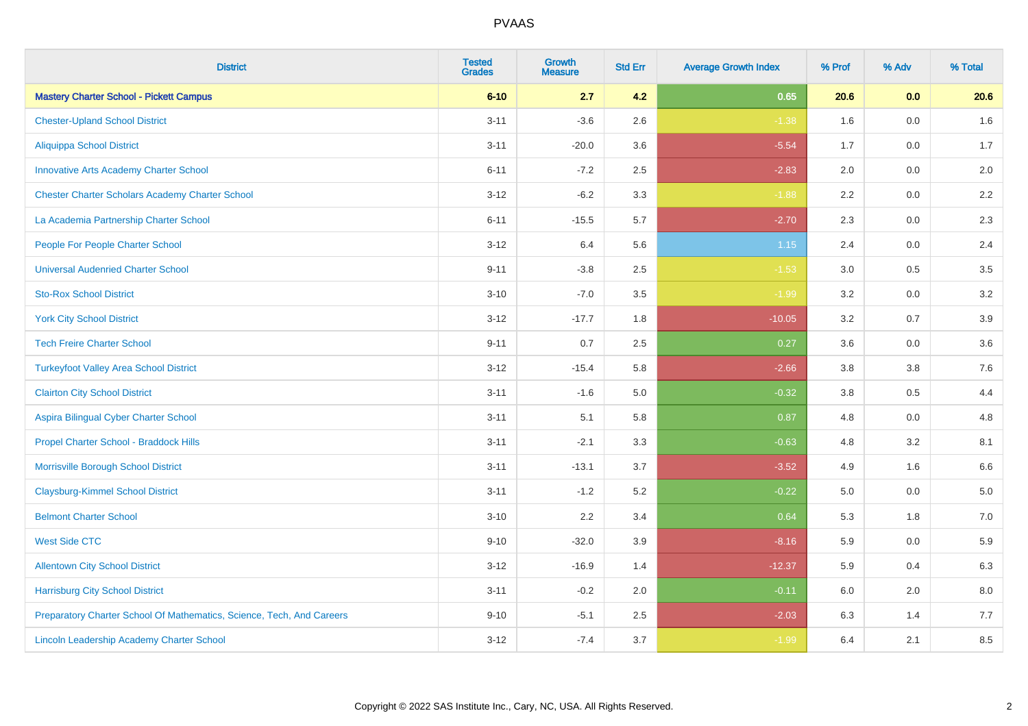| District | Tested Grades | Growth Measure | Std Err | Average Growth Index | % Prof | % Adv | % Total |
|---|---|---|---|---|---|---|---|
| **Mastery Charter School - Pickett Campus** | **6-10** | **2.7** | **4.2** | **0.65** | **20.6** | **0.0** | **20.6** |
| Chester-Upland School District | 3-11 | -3.6 | 2.6 | -1.38 | 1.6 | 0.0 | 1.6 |
| Aliquippa School District | 3-11 | -20.0 | 3.6 | -5.54 | 1.7 | 0.0 | 1.7 |
| Innovative Arts Academy Charter School | 6-11 | -7.2 | 2.5 | -2.83 | 2.0 | 0.0 | 2.0 |
| Chester Charter Scholars Academy Charter School | 3-12 | -6.2 | 3.3 | -1.88 | 2.2 | 0.0 | 2.2 |
| La Academia Partnership Charter School | 6-11 | -15.5 | 5.7 | -2.70 | 2.3 | 0.0 | 2.3 |
| People For People Charter School | 3-12 | 6.4 | 5.6 | 1.15 | 2.4 | 0.0 | 2.4 |
| Universal Audenried Charter School | 9-11 | -3.8 | 2.5 | -1.53 | 3.0 | 0.5 | 3.5 |
| Sto-Rox School District | 3-10 | -7.0 | 3.5 | -1.99 | 3.2 | 0.0 | 3.2 |
| York City School District | 3-12 | -17.7 | 1.8 | -10.05 | 3.2 | 0.7 | 3.9 |
| Tech Freire Charter School | 9-11 | 0.7 | 2.5 | 0.27 | 3.6 | 0.0 | 3.6 |
| Turkeyfoot Valley Area School District | 3-12 | -15.4 | 5.8 | -2.66 | 3.8 | 3.8 | 7.6 |
| Clairton City School District | 3-11 | -1.6 | 5.0 | -0.32 | 3.8 | 0.5 | 4.4 |
| Aspira Bilingual Cyber Charter School | 3-11 | 5.1 | 5.8 | 0.87 | 4.8 | 0.0 | 4.8 |
| Propel Charter School - Braddock Hills | 3-11 | -2.1 | 3.3 | -0.63 | 4.8 | 3.2 | 8.1 |
| Morrisville Borough School District | 3-11 | -13.1 | 3.7 | -3.52 | 4.9 | 1.6 | 6.6 |
| Claysburg-Kimmel School District | 3-11 | -1.2 | 5.2 | -0.22 | 5.0 | 0.0 | 5.0 |
| Belmont Charter School | 3-10 | 2.2 | 3.4 | 0.64 | 5.3 | 1.8 | 7.0 |
| West Side CTC | 9-10 | -32.0 | 3.9 | -8.16 | 5.9 | 0.0 | 5.9 |
| Allentown City School District | 3-12 | -16.9 | 1.4 | -12.37 | 5.9 | 0.4 | 6.3 |
| Harrisburg City School District | 3-11 | -0.2 | 2.0 | -0.11 | 6.0 | 2.0 | 8.0 |
| Preparatory Charter School Of Mathematics, Science, Tech, And Careers | 9-10 | -5.1 | 2.5 | -2.03 | 6.3 | 1.4 | 7.7 |
| Lincoln Leadership Academy Charter School | 3-12 | -7.4 | 3.7 | -1.99 | 6.4 | 2.1 | 8.5 |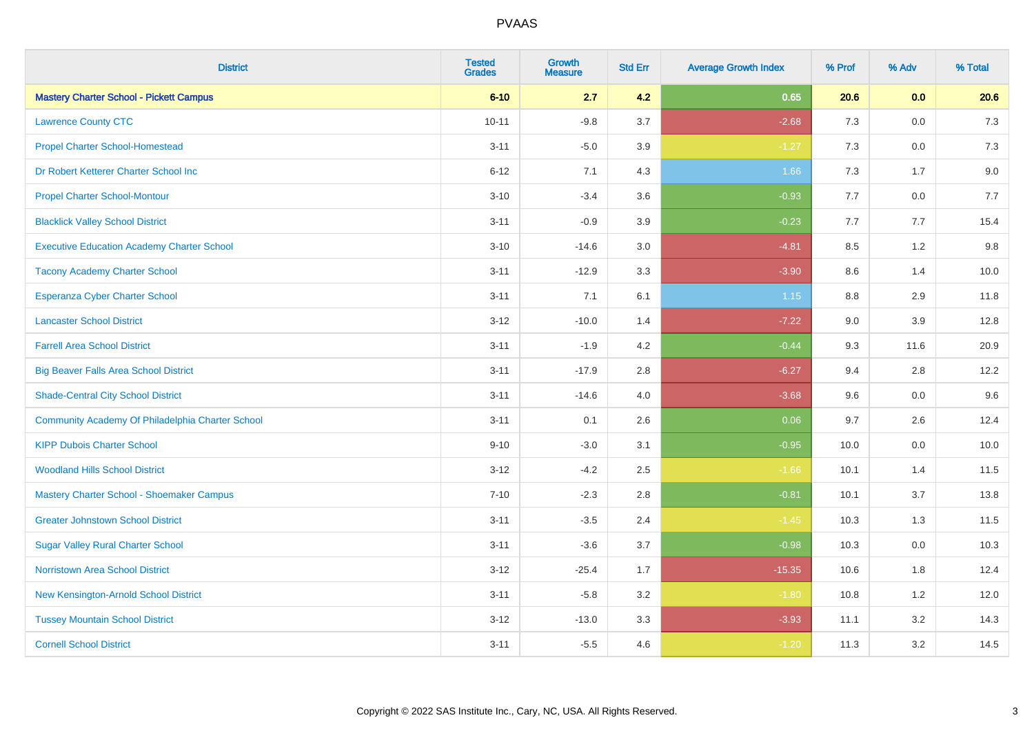| District | Tested Grades | Growth Measure | Std Err | Average Growth Index | % Prof | % Adv | % Total |
|---|---|---|---|---|---|---|---|
| **Mastery Charter School - Pickett Campus** | **6-10** | **2.7** | **4.2** | **0.65** | **20.6** | **0.0** | **20.6** |
| Lawrence County CTC | 10-11 | -9.8 | 3.7 | -2.68 | 7.3 | 0.0 | 7.3 |
| Propel Charter School-Homestead | 3-11 | -5.0 | 3.9 | -1.27 | 7.3 | 0.0 | 7.3 |
| Dr Robert Ketterer Charter School Inc | 6-12 | 7.1 | 4.3 | 1.66 | 7.3 | 1.7 | 9.0 |
| Propel Charter School-Montour | 3-10 | -3.4 | 3.6 | -0.93 | 7.7 | 0.0 | 7.7 |
| Blacklick Valley School District | 3-11 | -0.9 | 3.9 | -0.23 | 7.7 | 7.7 | 15.4 |
| Executive Education Academy Charter School | 3-10 | -14.6 | 3.0 | -4.81 | 8.5 | 1.2 | 9.8 |
| Tacony Academy Charter School | 3-11 | -12.9 | 3.3 | -3.90 | 8.6 | 1.4 | 10.0 |
| Esperanza Cyber Charter School | 3-11 | 7.1 | 6.1 | 1.15 | 8.8 | 2.9 | 11.8 |
| Lancaster School District | 3-12 | -10.0 | 1.4 | -7.22 | 9.0 | 3.9 | 12.8 |
| Farrell Area School District | 3-11 | -1.9 | 4.2 | -0.44 | 9.3 | 11.6 | 20.9 |
| Big Beaver Falls Area School District | 3-11 | -17.9 | 2.8 | -6.27 | 9.4 | 2.8 | 12.2 |
| Shade-Central City School District | 3-11 | -14.6 | 4.0 | -3.68 | 9.6 | 0.0 | 9.6 |
| Community Academy Of Philadelphia Charter School | 3-11 | 0.1 | 2.6 | 0.06 | 9.7 | 2.6 | 12.4 |
| KIPP Dubois Charter School | 9-10 | -3.0 | 3.1 | -0.95 | 10.0 | 0.0 | 10.0 |
| Woodland Hills School District | 3-12 | -4.2 | 2.5 | -1.66 | 10.1 | 1.4 | 11.5 |
| Mastery Charter School - Shoemaker Campus | 7-10 | -2.3 | 2.8 | -0.81 | 10.1 | 3.7 | 13.8 |
| Greater Johnstown School District | 3-11 | -3.5 | 2.4 | -1.45 | 10.3 | 1.3 | 11.5 |
| Sugar Valley Rural Charter School | 3-11 | -3.6 | 3.7 | -0.98 | 10.3 | 0.0 | 10.3 |
| Norristown Area School District | 3-12 | -25.4 | 1.7 | -15.35 | 10.6 | 1.8 | 12.4 |
| New Kensington-Arnold School District | 3-11 | -5.8 | 3.2 | -1.80 | 10.8 | 1.2 | 12.0 |
| Tussey Mountain School District | 3-12 | -13.0 | 3.3 | -3.93 | 11.1 | 3.2 | 14.3 |
| Cornell School District | 3-11 | -5.5 | 4.6 | -1.20 | 11.3 | 3.2 | 14.5 |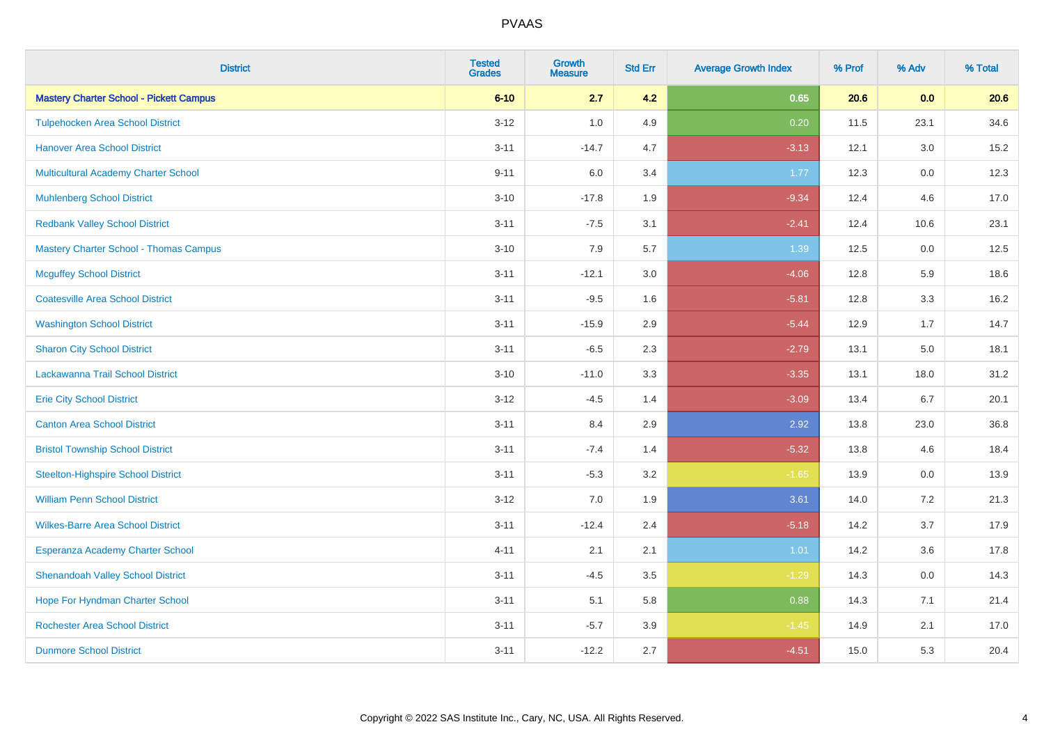# PVAAS

| District | Tested Grades | Growth Measure | Std Err | Average Growth Index | % Prof | % Adv | % Total |
|---|---|---|---|---|---|---|---|
| **Mastery Charter School - Pickett Campus** | **6-10** | **2.7** | **4.2** | **0.65** | **20.6** | **0.0** | **20.6** |
| Tulpehocken Area School District | 3-12 | 1.0 | 4.9 | 0.20 | 11.5 | 23.1 | 34.6 |
| Hanover Area School District | 3-11 | -14.7 | 4.7 | -3.13 | 12.1 | 3.0 | 15.2 |
| Multicultural Academy Charter School | 9-11 | 6.0 | 3.4 | 1.77 | 12.3 | 0.0 | 12.3 |
| Muhlenberg School District | 3-10 | -17.8 | 1.9 | -9.34 | 12.4 | 4.6 | 17.0 |
| Redbank Valley School District | 3-11 | -7.5 | 3.1 | -2.41 | 12.4 | 10.6 | 23.1 |
| Mastery Charter School - Thomas Campus | 3-10 | 7.9 | 5.7 | 1.39 | 12.5 | 0.0 | 12.5 |
| Mcguffey School District | 3-11 | -12.1 | 3.0 | -4.06 | 12.8 | 5.9 | 18.6 |
| Coatesville Area School District | 3-11 | -9.5 | 1.6 | -5.81 | 12.8 | 3.3 | 16.2 |
| Washington School District | 3-11 | -15.9 | 2.9 | -5.44 | 12.9 | 1.7 | 14.7 |
| Sharon City School District | 3-11 | -6.5 | 2.3 | -2.79 | 13.1 | 5.0 | 18.1 |
| Lackawanna Trail School District | 3-10 | -11.0 | 3.3 | -3.35 | 13.1 | 18.0 | 31.2 |
| Erie City School District | 3-12 | -4.5 | 1.4 | -3.09 | 13.4 | 6.7 | 20.1 |
| Canton Area School District | 3-11 | 8.4 | 2.9 | 2.92 | 13.8 | 23.0 | 36.8 |
| Bristol Township School District | 3-11 | -7.4 | 1.4 | -5.32 | 13.8 | 4.6 | 18.4 |
| Steelton-Highspire School District | 3-11 | -5.3 | 3.2 | -1.65 | 13.9 | 0.0 | 13.9 |
| William Penn School District | 3-12 | 7.0 | 1.9 | 3.61 | 14.0 | 7.2 | 21.3 |
| Wilkes-Barre Area School District | 3-11 | -12.4 | 2.4 | -5.18 | 14.2 | 3.7 | 17.9 |
| Esperanza Academy Charter School | 4-11 | 2.1 | 2.1 | 1.01 | 14.2 | 3.6 | 17.8 |
| Shenandoah Valley School District | 3-11 | -4.5 | 3.5 | -1.29 | 14.3 | 0.0 | 14.3 |
| Hope For Hyndman Charter School | 3-11 | 5.1 | 5.8 | 0.88 | 14.3 | 7.1 | 21.4 |
| Rochester Area School District | 3-11 | -5.7 | 3.9 | -1.45 | 14.9 | 2.1 | 17.0 |
| Dunmore School District | 3-11 | -12.2 | 2.7 | -4.51 | 15.0 | 5.3 | 20.4 |

Copyright © 2022 SAS Institute Inc., Cary, NC, USA. All Rights Reserved.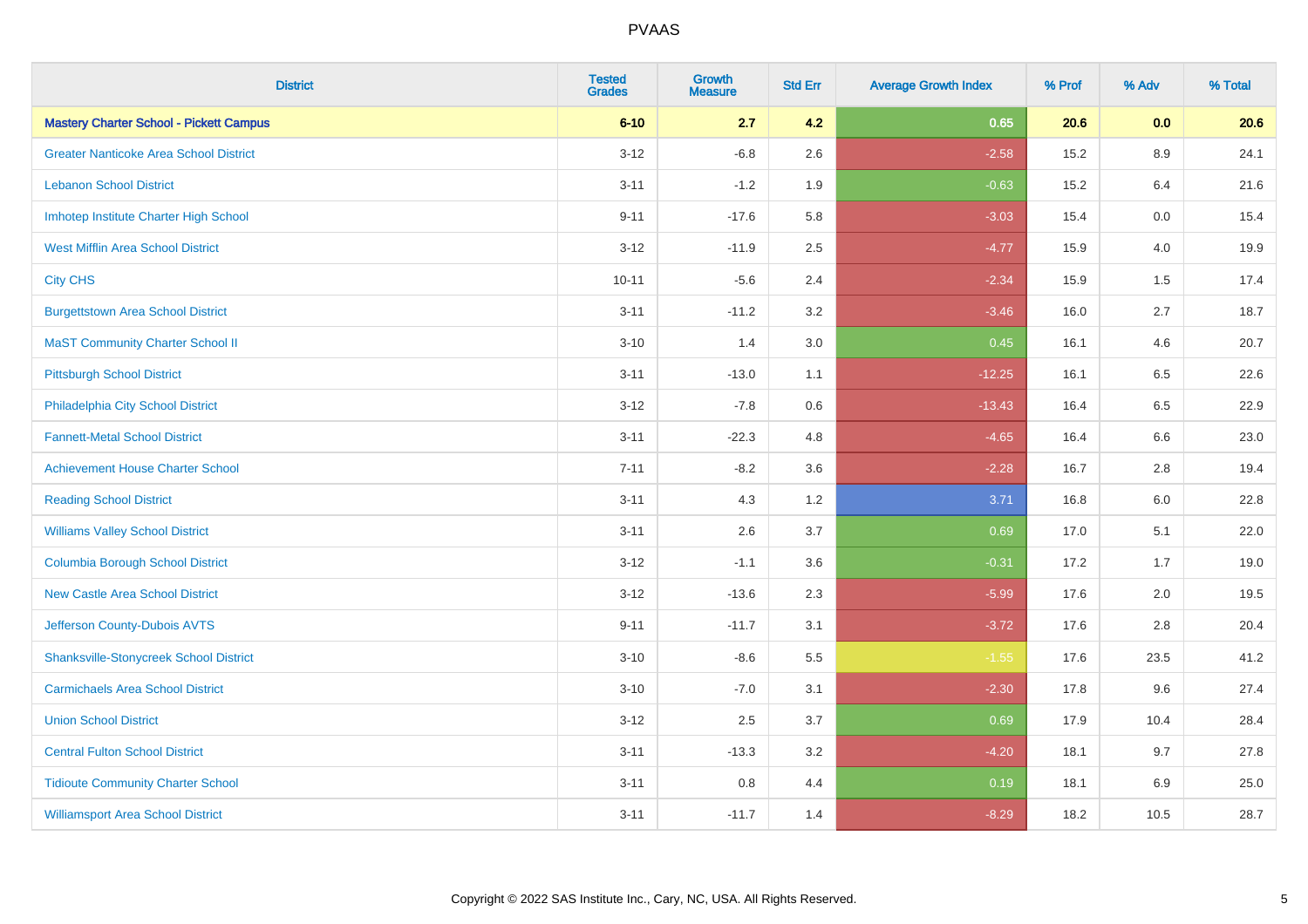# PVAAS

| District | Tested Grades | Growth Measure | Std Err | Average Growth Index | % Prof | % Adv | % Total |
|---|---|---|---|---|---|---|---|
| **Mastery Charter School - Pickett Campus** | **6-10** | **2.7** | **4.2** | **0.65** | **20.6** | **0.0** | **20.6** |
| Greater Nanticoke Area School District | 3-12 | -6.8 | 2.6 | -2.58 | 15.2 | 8.9 | 24.1 |
| Lebanon School District | 3-11 | -1.2 | 1.9 | -0.63 | 15.2 | 6.4 | 21.6 |
| Imhotep Institute Charter High School | 9-11 | -17.6 | 5.8 | -3.03 | 15.4 | 0.0 | 15.4 |
| West Mifflin Area School District | 3-12 | -11.9 | 2.5 | -4.77 | 15.9 | 4.0 | 19.9 |
| City CHS | 10-11 | -5.6 | 2.4 | -2.34 | 15.9 | 1.5 | 17.4 |
| Burgettstown Area School District | 3-11 | -11.2 | 3.2 | -3.46 | 16.0 | 2.7 | 18.7 |
| MaST Community Charter School II | 3-10 | 1.4 | 3.0 | 0.45 | 16.1 | 4.6 | 20.7 |
| Pittsburgh School District | 3-11 | -13.0 | 1.1 | -12.25 | 16.1 | 6.5 | 22.6 |
| Philadelphia City School District | 3-12 | -7.8 | 0.6 | -13.43 | 16.4 | 6.5 | 22.9 |
| Fannett-Metal School District | 3-11 | -22.3 | 4.8 | -4.65 | 16.4 | 6.6 | 23.0 |
| Achievement House Charter School | 7-11 | -8.2 | 3.6 | -2.28 | 16.7 | 2.8 | 19.4 |
| Reading School District | 3-11 | 4.3 | 1.2 | 3.71 | 16.8 | 6.0 | 22.8 |
| Williams Valley School District | 3-11 | 2.6 | 3.7 | 0.69 | 17.0 | 5.1 | 22.0 |
| Columbia Borough School District | 3-12 | -1.1 | 3.6 | -0.31 | 17.2 | 1.7 | 19.0 |
| New Castle Area School District | 3-12 | -13.6 | 2.3 | -5.99 | 17.6 | 2.0 | 19.5 |
| Jefferson County-Dubois AVTS | 9-11 | -11.7 | 3.1 | -3.72 | 17.6 | 2.8 | 20.4 |
| Shanksville-Stonycreek School District | 3-10 | -8.6 | 5.5 | -1.55 | 17.6 | 23.5 | 41.2 |
| Carmichaels Area School District | 3-10 | -7.0 | 3.1 | -2.30 | 17.8 | 9.6 | 27.4 |
| Union School District | 3-12 | 2.5 | 3.7 | 0.69 | 17.9 | 10.4 | 28.4 |
| Central Fulton School District | 3-11 | -13.3 | 3.2 | -4.20 | 18.1 | 9.7 | 27.8 |
| Tidioute Community Charter School | 3-11 | 0.8 | 4.4 | 0.19 | 18.1 | 6.9 | 25.0 |
| Williamsport Area School District | 3-11 | -11.7 | 1.4 | -8.29 | 18.2 | 10.5 | 28.7 |

Copyright © 2022 SAS Institute Inc., Cary, NC, USA. All Rights Reserved.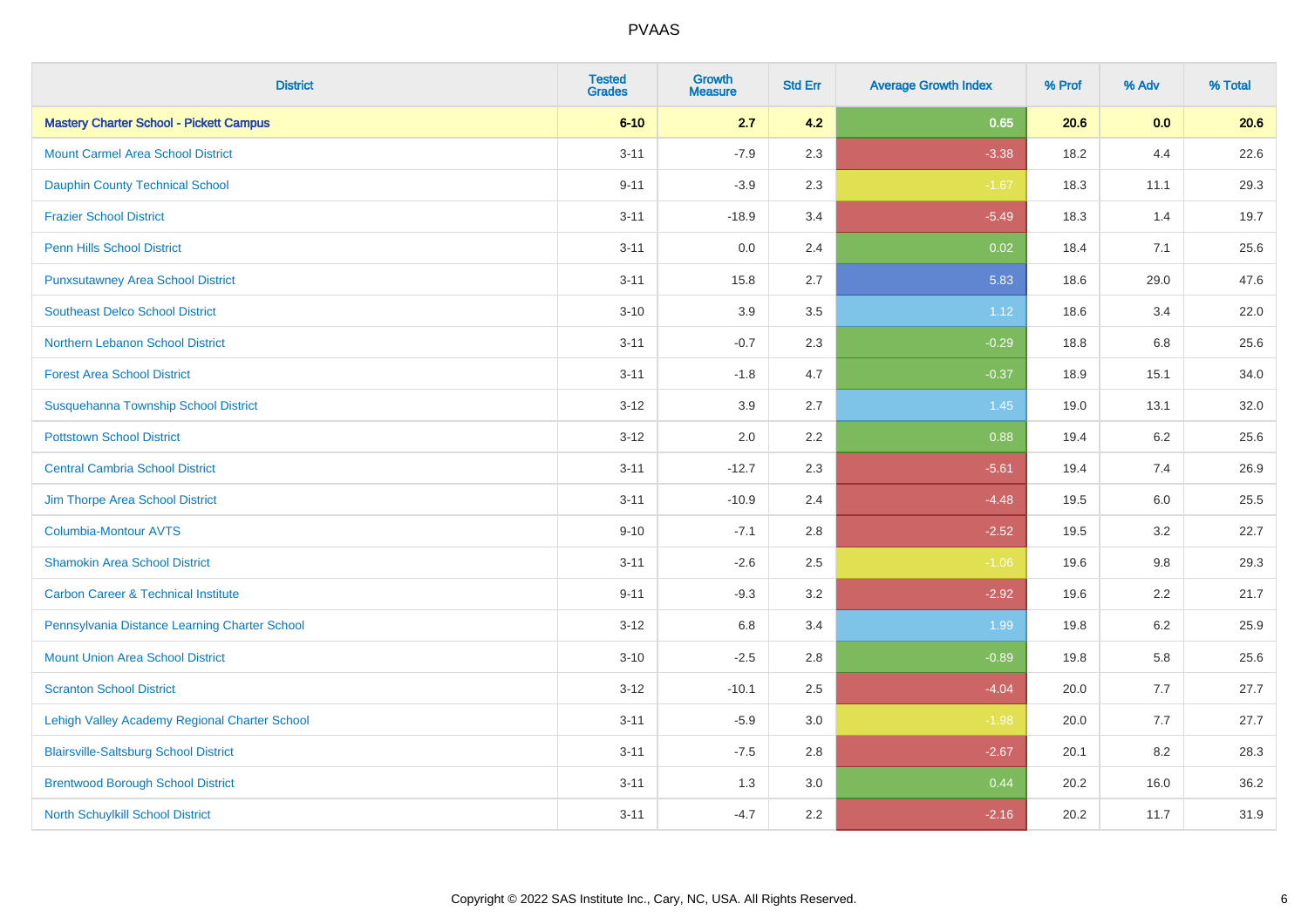# PVAAS

| District | Tested Grades | Growth Measure | Std Err | Average Growth Index | % Prof | % Adv | % Total |
|---|---|---|---|---|---|---|---|
| **Mastery Charter School - Pickett Campus** | **6-10** | **2.7** | **4.2** | **0.65** | **20.6** | **0.0** | **20.6** |
| Mount Carmel Area School District | 3-11 | -7.9 | 2.3 | -3.38 | 18.2 | 4.4 | 22.6 |
| Dauphin County Technical School | 9-11 | -3.9 | 2.3 | -1.67 | 18.3 | 11.1 | 29.3 |
| Frazier School District | 3-11 | -18.9 | 3.4 | -5.49 | 18.3 | 1.4 | 19.7 |
| Penn Hills School District | 3-11 | 0.0 | 2.4 | 0.02 | 18.4 | 7.1 | 25.6 |
| Punxsutawney Area School District | 3-11 | 15.8 | 2.7 | 5.83 | 18.6 | 29.0 | 47.6 |
| Southeast Delco School District | 3-10 | 3.9 | 3.5 | 1.12 | 18.6 | 3.4 | 22.0 |
| Northern Lebanon School District | 3-11 | -0.7 | 2.3 | -0.29 | 18.8 | 6.8 | 25.6 |
| Forest Area School District | 3-11 | -1.8 | 4.7 | -0.37 | 18.9 | 15.1 | 34.0 |
| Susquehanna Township School District | 3-12 | 3.9 | 2.7 | 1.45 | 19.0 | 13.1 | 32.0 |
| Pottstown School District | 3-12 | 2.0 | 2.2 | 0.88 | 19.4 | 6.2 | 25.6 |
| Central Cambria School District | 3-11 | -12.7 | 2.3 | -5.61 | 19.4 | 7.4 | 26.9 |
| Jim Thorpe Area School District | 3-11 | -10.9 | 2.4 | -4.48 | 19.5 | 6.0 | 25.5 |
| Columbia-Montour AVTS | 9-10 | -7.1 | 2.8 | -2.52 | 19.5 | 3.2 | 22.7 |
| Shamokin Area School District | 3-11 | -2.6 | 2.5 | -1.06 | 19.6 | 9.8 | 29.3 |
| Carbon Career & Technical Institute | 9-11 | -9.3 | 3.2 | -2.92 | 19.6 | 2.2 | 21.7 |
| Pennsylvania Distance Learning Charter School | 3-12 | 6.8 | 3.4 | 1.99 | 19.8 | 6.2 | 25.9 |
| Mount Union Area School District | 3-10 | -2.5 | 2.8 | -0.89 | 19.8 | 5.8 | 25.6 |
| Scranton School District | 3-12 | -10.1 | 2.5 | -4.04 | 20.0 | 7.7 | 27.7 |
| Lehigh Valley Academy Regional Charter School | 3-11 | -5.9 | 3.0 | -1.98 | 20.0 | 7.7 | 27.7 |
| Blairsville-Saltsburg School District | 3-11 | -7.5 | 2.8 | -2.67 | 20.1 | 8.2 | 28.3 |
| Brentwood Borough School District | 3-11 | 1.3 | 3.0 | 0.44 | 20.2 | 16.0 | 36.2 |
| North Schuylkill School District | 3-11 | -4.7 | 2.2 | -2.16 | 20.2 | 11.7 | 31.9 |

Copyright © 2022 SAS Institute Inc., Cary, NC, USA. All Rights Reserved.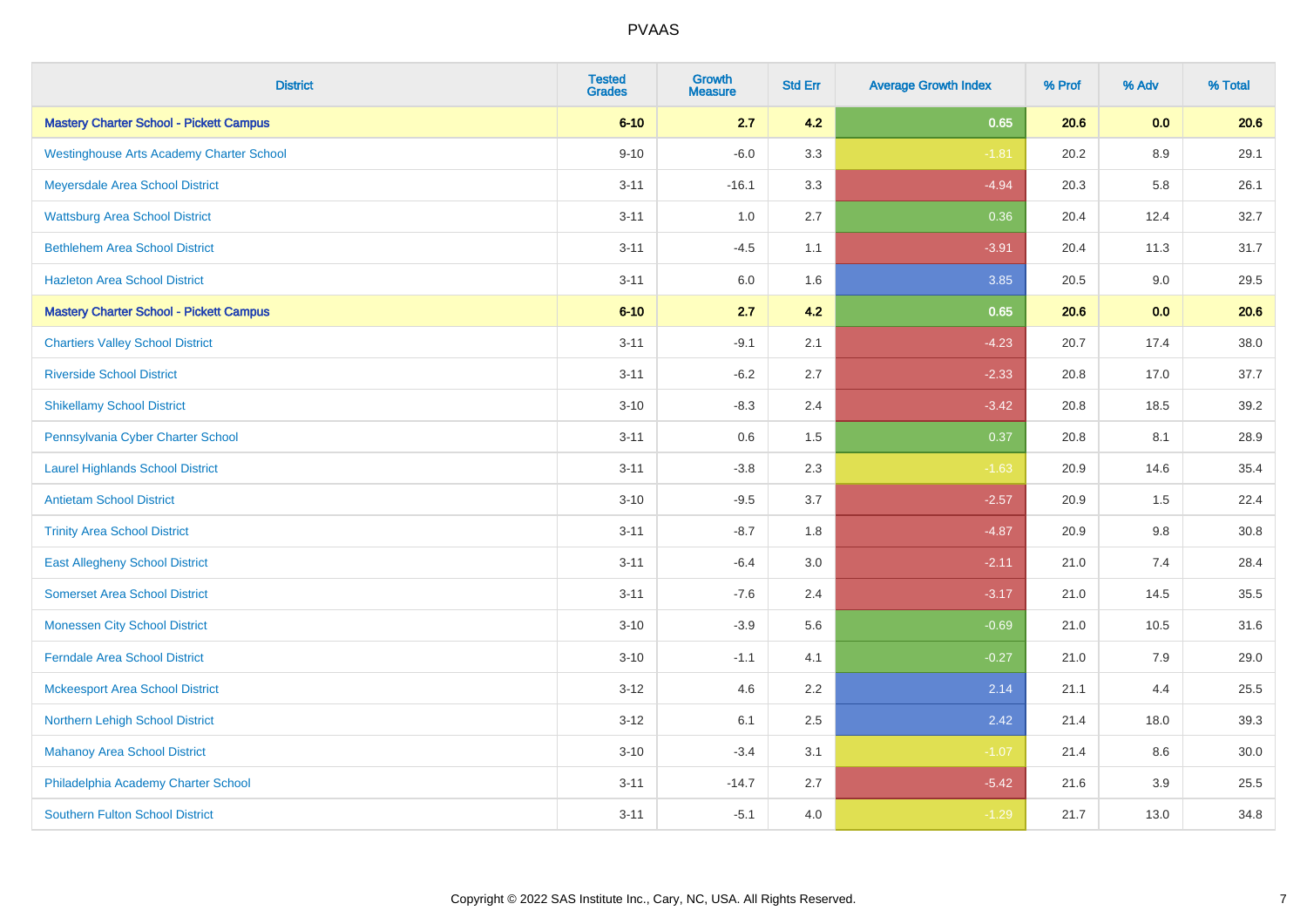| District | Tested Grades | Growth Measure | Std Err | Average Growth Index | % Prof | % Adv | % Total |
|---|---|---|---|---|---|---|---|
| **Mastery Charter School - Pickett Campus** | **6-10** | **2.7** | **4.2** | **0.65** | **20.6** | **0.0** | **20.6** |
| Westinghouse Arts Academy Charter School | 9-10 | -6.0 | 3.3 | -1.81 | 20.2 | 8.9 | 29.1 |
| Meyersdale Area School District | 3-11 | -16.1 | 3.3 | -4.94 | 20.3 | 5.8 | 26.1 |
| Wattsburg Area School District | 3-11 | 1.0 | 2.7 | 0.36 | 20.4 | 12.4 | 32.7 |
| Bethlehem Area School District | 3-11 | -4.5 | 1.1 | -3.91 | 20.4 | 11.3 | 31.7 |
| Hazleton Area School District | 3-11 | 6.0 | 1.6 | 3.85 | 20.5 | 9.0 | 29.5 |
| **Mastery Charter School - Pickett Campus** | **6-10** | **2.7** | **4.2** | **0.65** | **20.6** | **0.0** | **20.6** |
| Chartiers Valley School District | 3-11 | -9.1 | 2.1 | -4.23 | 20.7 | 17.4 | 38.0 |
| Riverside School District | 3-11 | -6.2 | 2.7 | -2.33 | 20.8 | 17.0 | 37.7 |
| Shikellamy School District | 3-10 | -8.3 | 2.4 | -3.42 | 20.8 | 18.5 | 39.2 |
| Pennsylvania Cyber Charter School | 3-11 | 0.6 | 1.5 | 0.37 | 20.8 | 8.1 | 28.9 |
| Laurel Highlands School District | 3-11 | -3.8 | 2.3 | -1.63 | 20.9 | 14.6 | 35.4 |
| Antietam School District | 3-10 | -9.5 | 3.7 | -2.57 | 20.9 | 1.5 | 22.4 |
| Trinity Area School District | 3-11 | -8.7 | 1.8 | -4.87 | 20.9 | 9.8 | 30.8 |
| East Allegheny School District | 3-11 | -6.4 | 3.0 | -2.11 | 21.0 | 7.4 | 28.4 |
| Somerset Area School District | 3-11 | -7.6 | 2.4 | -3.17 | 21.0 | 14.5 | 35.5 |
| Monessen City School District | 3-10 | -3.9 | 5.6 | -0.69 | 21.0 | 10.5 | 31.6 |
| Ferndale Area School District | 3-10 | -1.1 | 4.1 | -0.27 | 21.0 | 7.9 | 29.0 |
| Mckeesport Area School District | 3-12 | 4.6 | 2.2 | 2.14 | 21.1 | 4.4 | 25.5 |
| Northern Lehigh School District | 3-12 | 6.1 | 2.5 | 2.42 | 21.4 | 18.0 | 39.3 |
| Mahanoy Area School District | 3-10 | -3.4 | 3.1 | -1.07 | 21.4 | 8.6 | 30.0 |
| Philadelphia Academy Charter School | 3-11 | -14.7 | 2.7 | -5.42 | 21.6 | 3.9 | 25.5 |
| Southern Fulton School District | 3-11 | -5.1 | 4.0 | -1.29 | 21.7 | 13.0 | 34.8 |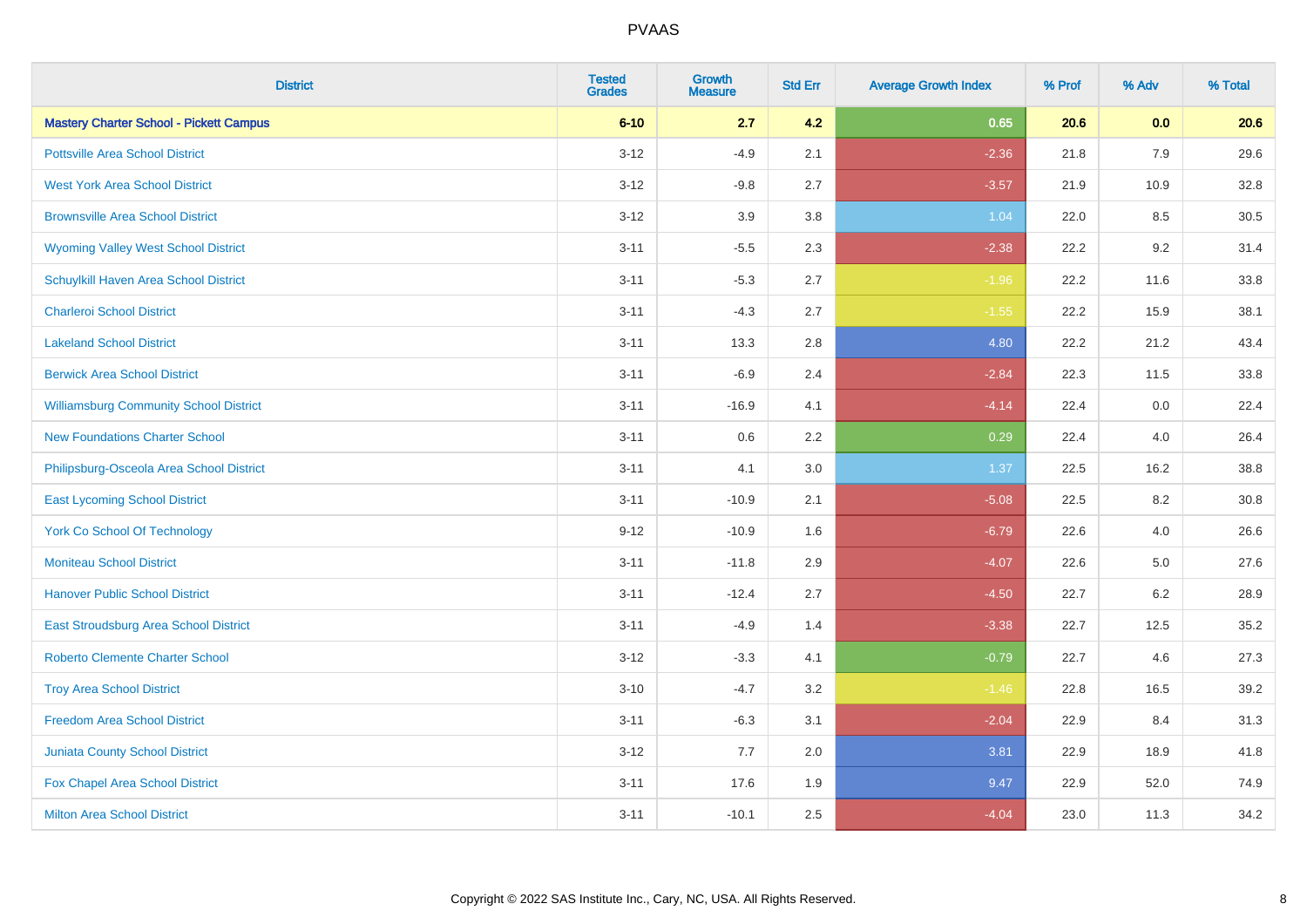PVAAS

| District | Tested Grades | Growth Measure | Std Err | Average Growth Index | % Prof | % Adv | % Total |
|---|---|---|---|---|---|---|---|
| **Mastery Charter School - Pickett Campus** | **6-10** | **2.7** | **4.2** | **0.65** | **20.6** | **0.0** | **20.6** |
| Pottsville Area School District | 3-12 | -4.9 | 2.1 | -2.36 | 21.8 | 7.9 | 29.6 |
| West York Area School District | 3-12 | -9.8 | 2.7 | -3.57 | 21.9 | 10.9 | 32.8 |
| Brownsville Area School District | 3-12 | 3.9 | 3.8 | 1.04 | 22.0 | 8.5 | 30.5 |
| Wyoming Valley West School District | 3-11 | -5.5 | 2.3 | -2.38 | 22.2 | 9.2 | 31.4 |
| Schuylkill Haven Area School District | 3-11 | -5.3 | 2.7 | -1.96 | 22.2 | 11.6 | 33.8 |
| Charleroi School District | 3-11 | -4.3 | 2.7 | -1.55 | 22.2 | 15.9 | 38.1 |
| Lakeland School District | 3-11 | 13.3 | 2.8 | 4.80 | 22.2 | 21.2 | 43.4 |
| Berwick Area School District | 3-11 | -6.9 | 2.4 | -2.84 | 22.3 | 11.5 | 33.8 |
| Williamsburg Community School District | 3-11 | -16.9 | 4.1 | -4.14 | 22.4 | 0.0 | 22.4 |
| New Foundations Charter School | 3-11 | 0.6 | 2.2 | 0.29 | 22.4 | 4.0 | 26.4 |
| Philipsburg-Osceola Area School District | 3-11 | 4.1 | 3.0 | 1.37 | 22.5 | 16.2 | 38.8 |
| East Lycoming School District | 3-11 | -10.9 | 2.1 | -5.08 | 22.5 | 8.2 | 30.8 |
| York Co School Of Technology | 9-12 | -10.9 | 1.6 | -6.79 | 22.6 | 4.0 | 26.6 |
| Moniteau School District | 3-11 | -11.8 | 2.9 | -4.07 | 22.6 | 5.0 | 27.6 |
| Hanover Public School District | 3-11 | -12.4 | 2.7 | -4.50 | 22.7 | 6.2 | 28.9 |
| East Stroudsburg Area School District | 3-11 | -4.9 | 1.4 | -3.38 | 22.7 | 12.5 | 35.2 |
| Roberto Clemente Charter School | 3-12 | -3.3 | 4.1 | -0.79 | 22.7 | 4.6 | 27.3 |
| Troy Area School District | 3-10 | -4.7 | 3.2 | -1.46 | 22.8 | 16.5 | 39.2 |
| Freedom Area School District | 3-11 | -6.3 | 3.1 | -2.04 | 22.9 | 8.4 | 31.3 |
| Juniata County School District | 3-12 | 7.7 | 2.0 | 3.81 | 22.9 | 18.9 | 41.8 |
| Fox Chapel Area School District | 3-11 | 17.6 | 1.9 | 9.47 | 22.9 | 52.0 | 74.9 |
| Milton Area School District | 3-11 | -10.1 | 2.5 | -4.04 | 23.0 | 11.3 | 34.2 |

Copyright © 2022 SAS Institute Inc., Cary, NC, USA. All Rights Reserved.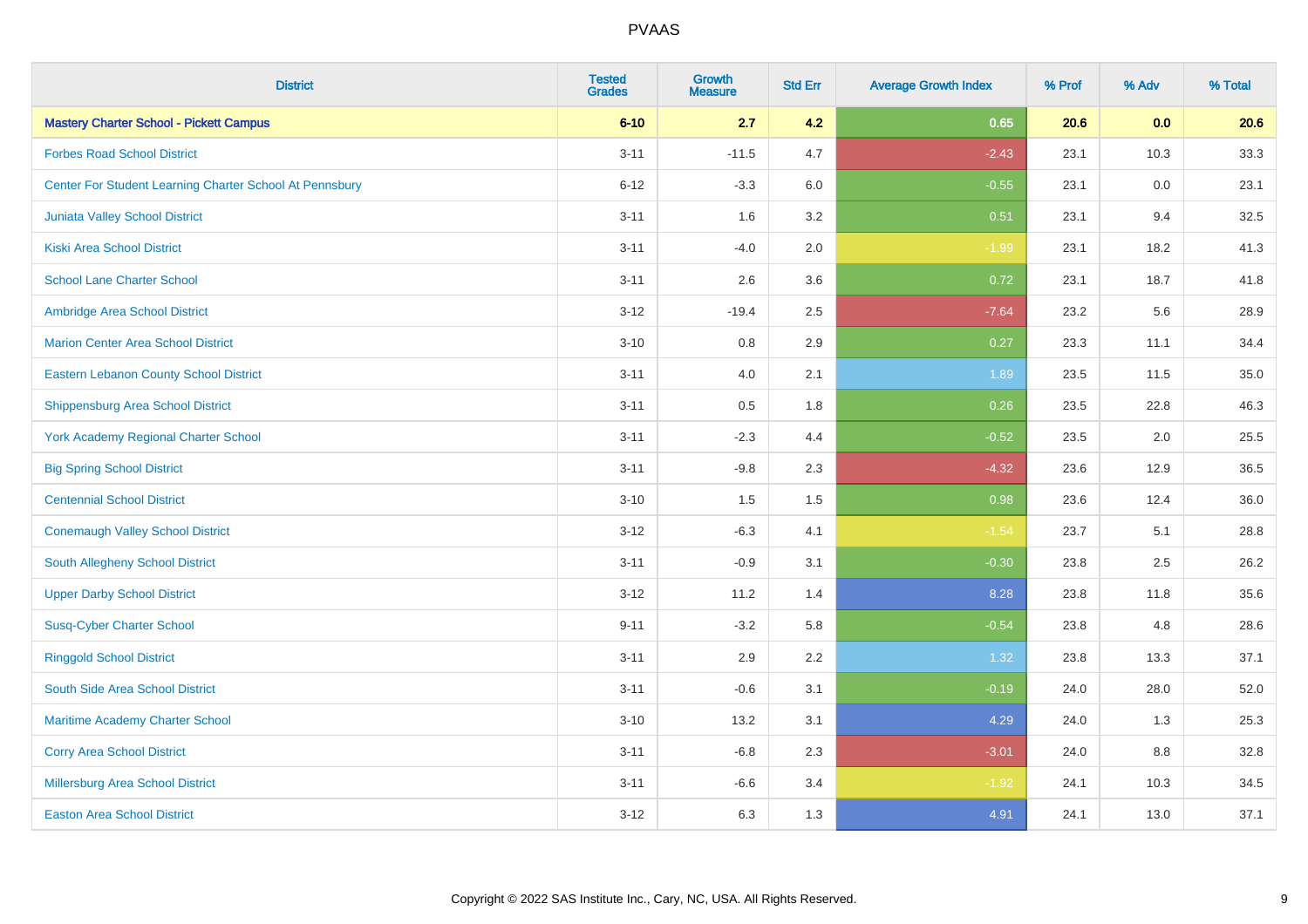PVAAS

| District | Tested Grades | Growth Measure | Std Err | Average Growth Index | % Prof | % Adv | % Total |
|---|---|---|---|---|---|---|---|
| **Mastery Charter School - Pickett Campus** | **6-10** | **2.7** | **4.2** | **0.65** | **20.6** | **0.0** | **20.6** |
| Forbes Road School District | 3-11 | -11.5 | 4.7 | -2.43 | 23.1 | 10.3 | 33.3 |
| Center For Student Learning Charter School At Pennsbury | 6-12 | -3.3 | 6.0 | -0.55 | 23.1 | 0.0 | 23.1 |
| Juniata Valley School District | 3-11 | 1.6 | 3.2 | 0.51 | 23.1 | 9.4 | 32.5 |
| Kiski Area School District | 3-11 | -4.0 | 2.0 | -1.99 | 23.1 | 18.2 | 41.3 |
| School Lane Charter School | 3-11 | 2.6 | 3.6 | 0.72 | 23.1 | 18.7 | 41.8 |
| Ambridge Area School District | 3-12 | -19.4 | 2.5 | -7.64 | 23.2 | 5.6 | 28.9 |
| Marion Center Area School District | 3-10 | 0.8 | 2.9 | 0.27 | 23.3 | 11.1 | 34.4 |
| Eastern Lebanon County School District | 3-11 | 4.0 | 2.1 | 1.89 | 23.5 | 11.5 | 35.0 |
| Shippensburg Area School District | 3-11 | 0.5 | 1.8 | 0.26 | 23.5 | 22.8 | 46.3 |
| York Academy Regional Charter School | 3-11 | -2.3 | 4.4 | -0.52 | 23.5 | 2.0 | 25.5 |
| Big Spring School District | 3-11 | -9.8 | 2.3 | -4.32 | 23.6 | 12.9 | 36.5 |
| Centennial School District | 3-10 | 1.5 | 1.5 | 0.98 | 23.6 | 12.4 | 36.0 |
| Conemaugh Valley School District | 3-12 | -6.3 | 4.1 | -1.54 | 23.7 | 5.1 | 28.8 |
| South Allegheny School District | 3-11 | -0.9 | 3.1 | -0.30 | 23.8 | 2.5 | 26.2 |
| Upper Darby School District | 3-12 | 11.2 | 1.4 | 8.28 | 23.8 | 11.8 | 35.6 |
| Susq-Cyber Charter School | 9-11 | -3.2 | 5.8 | -0.54 | 23.8 | 4.8 | 28.6 |
| Ringgold School District | 3-11 | 2.9 | 2.2 | 1.32 | 23.8 | 13.3 | 37.1 |
| South Side Area School District | 3-11 | -0.6 | 3.1 | -0.19 | 24.0 | 28.0 | 52.0 |
| Maritime Academy Charter School | 3-10 | 13.2 | 3.1 | 4.29 | 24.0 | 1.3 | 25.3 |
| Corry Area School District | 3-11 | -6.8 | 2.3 | -3.01 | 24.0 | 8.8 | 32.8 |
| Millersburg Area School District | 3-11 | -6.6 | 3.4 | -1.92 | 24.1 | 10.3 | 34.5 |
| Easton Area School District | 3-12 | 6.3 | 1.3 | 4.91 | 24.1 | 13.0 | 37.1 |

Copyright © 2022 SAS Institute Inc., Cary, NC, USA. All Rights Reserved.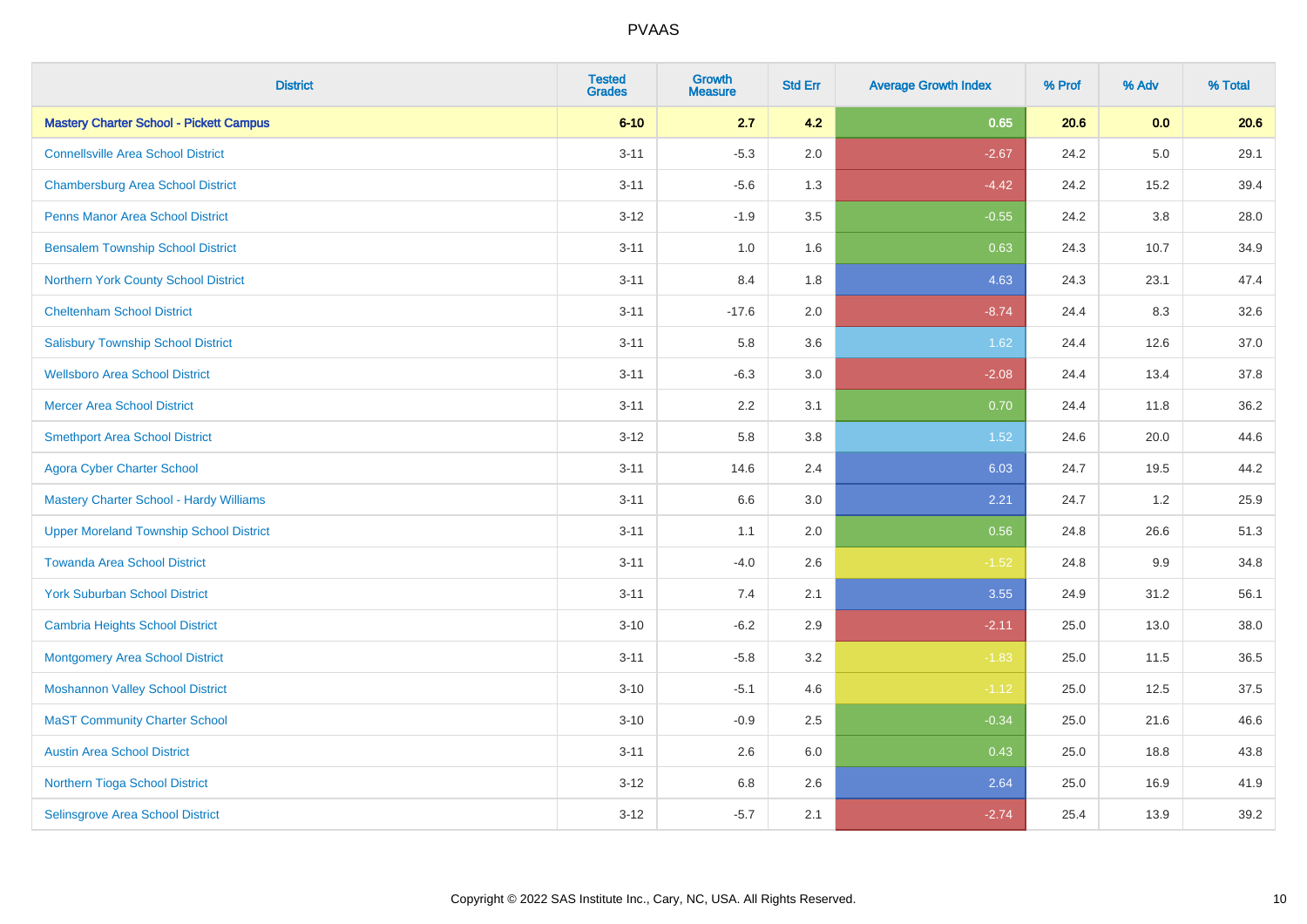| District | Tested Grades | Growth Measure | Std Err | Average Growth Index | % Prof | % Adv | % Total |
|---|---|---|---|---|---|---|---|
| **Mastery Charter School - Pickett Campus** | **6-10** | **2.7** | **4.2** | **0.65** | **20.6** | **0.0** | **20.6** |
| Connellsville Area School District | 3-11 | -5.3 | 2.0 | -2.67 | 24.2 | 5.0 | 29.1 |
| Chambersburg Area School District | 3-11 | -5.6 | 1.3 | -4.42 | 24.2 | 15.2 | 39.4 |
| Penns Manor Area School District | 3-12 | -1.9 | 3.5 | -0.55 | 24.2 | 3.8 | 28.0 |
| Bensalem Township School District | 3-11 | 1.0 | 1.6 | 0.63 | 24.3 | 10.7 | 34.9 |
| Northern York County School District | 3-11 | 8.4 | 1.8 | 4.63 | 24.3 | 23.1 | 47.4 |
| Cheltenham School District | 3-11 | -17.6 | 2.0 | -8.74 | 24.4 | 8.3 | 32.6 |
| Salisbury Township School District | 3-11 | 5.8 | 3.6 | 1.62 | 24.4 | 12.6 | 37.0 |
| Wellsboro Area School District | 3-11 | -6.3 | 3.0 | -2.08 | 24.4 | 13.4 | 37.8 |
| Mercer Area School District | 3-11 | 2.2 | 3.1 | 0.70 | 24.4 | 11.8 | 36.2 |
| Smethport Area School District | 3-12 | 5.8 | 3.8 | 1.52 | 24.6 | 20.0 | 44.6 |
| Agora Cyber Charter School | 3-11 | 14.6 | 2.4 | 6.03 | 24.7 | 19.5 | 44.2 |
| Mastery Charter School - Hardy Williams | 3-11 | 6.6 | 3.0 | 2.21 | 24.7 | 1.2 | 25.9 |
| Upper Moreland Township School District | 3-11 | 1.1 | 2.0 | 0.56 | 24.8 | 26.6 | 51.3 |
| Towanda Area School District | 3-11 | -4.0 | 2.6 | -1.52 | 24.8 | 9.9 | 34.8 |
| York Suburban School District | 3-11 | 7.4 | 2.1 | 3.55 | 24.9 | 31.2 | 56.1 |
| Cambria Heights School District | 3-10 | -6.2 | 2.9 | -2.11 | 25.0 | 13.0 | 38.0 |
| Montgomery Area School District | 3-11 | -5.8 | 3.2 | -1.83 | 25.0 | 11.5 | 36.5 |
| Moshannon Valley School District | 3-10 | -5.1 | 4.6 | -1.12 | 25.0 | 12.5 | 37.5 |
| MaST Community Charter School | 3-10 | -0.9 | 2.5 | -0.34 | 25.0 | 21.6 | 46.6 |
| Austin Area School District | 3-11 | 2.6 | 6.0 | 0.43 | 25.0 | 18.8 | 43.8 |
| Northern Tioga School District | 3-12 | 6.8 | 2.6 | 2.64 | 25.0 | 16.9 | 41.9 |
| Selinsgrove Area School District | 3-12 | -5.7 | 2.1 | -2.74 | 25.4 | 13.9 | 39.2 |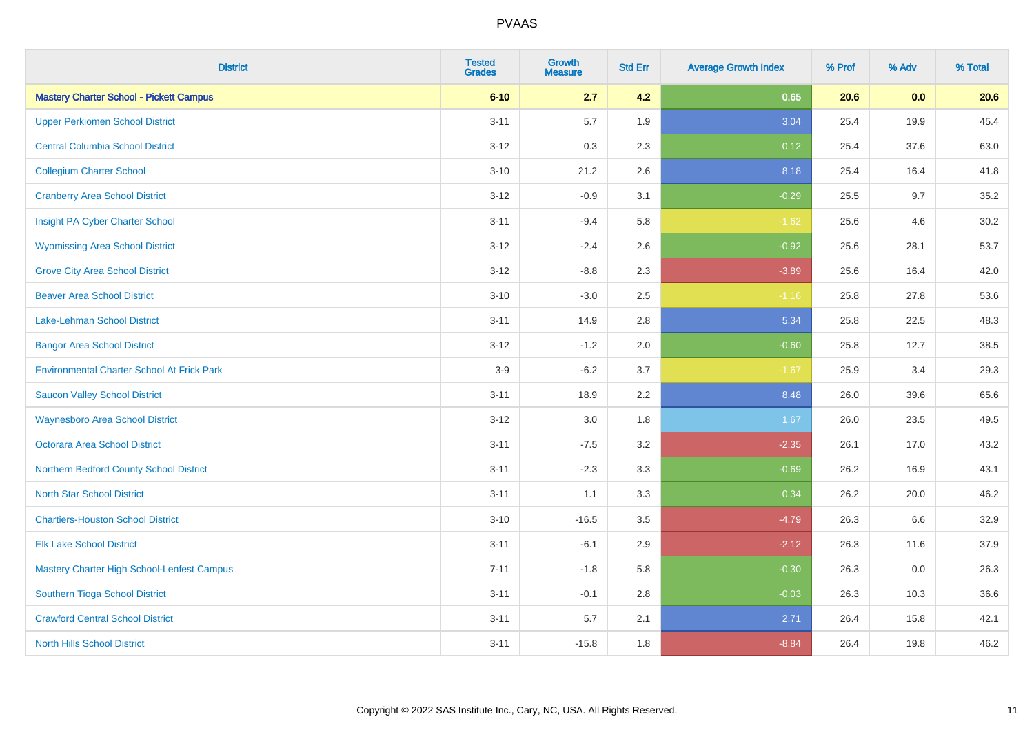# PVAAS

| District | Tested Grades | Growth Measure | Std Err | Average Growth Index | % Prof | % Adv | % Total |
|---|---|---|---|---|---|---|---|
| **Mastery Charter School - Pickett Campus** | **6-10** | **2.7** | **4.2** | **0.65** | **20.6** | **0.0** | **20.6** |
| Upper Perkiomen School District | 3-11 | 5.7 | 1.9 | 3.04 | 25.4 | 19.9 | 45.4 |
| Central Columbia School District | 3-12 | 0.3 | 2.3 | 0.12 | 25.4 | 37.6 | 63.0 |
| Collegium Charter School | 3-10 | 21.2 | 2.6 | 8.18 | 25.4 | 16.4 | 41.8 |
| Cranberry Area School District | 3-12 | -0.9 | 3.1 | -0.29 | 25.5 | 9.7 | 35.2 |
| Insight PA Cyber Charter School | 3-11 | -9.4 | 5.8 | -1.62 | 25.6 | 4.6 | 30.2 |
| Wyomissing Area School District | 3-12 | -2.4 | 2.6 | -0.92 | 25.6 | 28.1 | 53.7 |
| Grove City Area School District | 3-12 | -8.8 | 2.3 | -3.89 | 25.6 | 16.4 | 42.0 |
| Beaver Area School District | 3-10 | -3.0 | 2.5 | -1.16 | 25.8 | 27.8 | 53.6 |
| Lake-Lehman School District | 3-11 | 14.9 | 2.8 | 5.34 | 25.8 | 22.5 | 48.3 |
| Bangor Area School District | 3-12 | -1.2 | 2.0 | -0.60 | 25.8 | 12.7 | 38.5 |
| Environmental Charter School At Frick Park | 3-9 | -6.2 | 3.7 | -1.67 | 25.9 | 3.4 | 29.3 |
| Saucon Valley School District | 3-11 | 18.9 | 2.2 | 8.48 | 26.0 | 39.6 | 65.6 |
| Waynesboro Area School District | 3-12 | 3.0 | 1.8 | 1.67 | 26.0 | 23.5 | 49.5 |
| Octorara Area School District | 3-11 | -7.5 | 3.2 | -2.35 | 26.1 | 17.0 | 43.2 |
| Northern Bedford County School District | 3-11 | -2.3 | 3.3 | -0.69 | 26.2 | 16.9 | 43.1 |
| North Star School District | 3-11 | 1.1 | 3.3 | 0.34 | 26.2 | 20.0 | 46.2 |
| Chartiers-Houston School District | 3-10 | -16.5 | 3.5 | -4.79 | 26.3 | 6.6 | 32.9 |
| Elk Lake School District | 3-11 | -6.1 | 2.9 | -2.12 | 26.3 | 11.6 | 37.9 |
| Mastery Charter High School-Lenfest Campus | 7-11 | -1.8 | 5.8 | -0.30 | 26.3 | 0.0 | 26.3 |
| Southern Tioga School District | 3-11 | -0.1 | 2.8 | -0.03 | 26.3 | 10.3 | 36.6 |
| Crawford Central School District | 3-11 | 5.7 | 2.1 | 2.71 | 26.4 | 15.8 | 42.1 |
| North Hills School District | 3-11 | -15.8 | 1.8 | -8.84 | 26.4 | 19.8 | 46.2 |

Copyright © 2022 SAS Institute Inc., Cary, NC, USA. All Rights Reserved.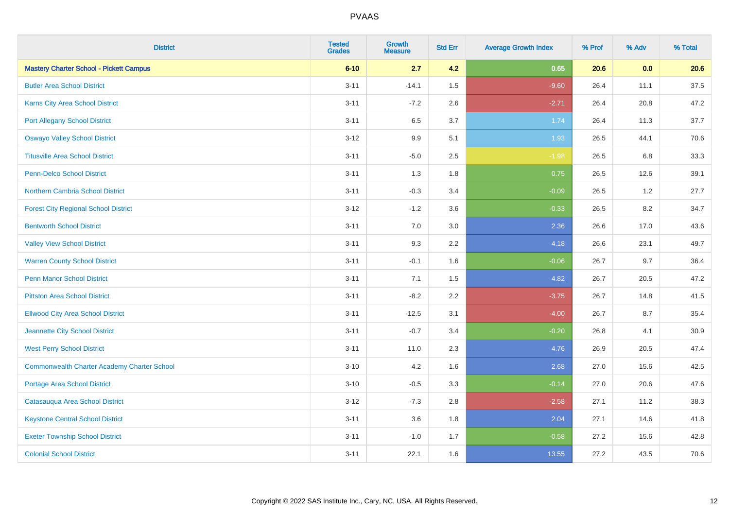| District | Tested Grades | Growth Measure | Std Err | Average Growth Index | % Prof | % Adv | % Total |
|---|---|---|---|---|---|---|---|
| **Mastery Charter School - Pickett Campus** | **6-10** | **2.7** | **4.2** | **0.65** | **20.6** | **0.0** | **20.6** |
| Butler Area School District | 3-11 | -14.1 | 1.5 | -9.60 | 26.4 | 11.1 | 37.5 |
| Karns City Area School District | 3-11 | -7.2 | 2.6 | -2.71 | 26.4 | 20.8 | 47.2 |
| Port Allegany School District | 3-11 | 6.5 | 3.7 | 1.74 | 26.4 | 11.3 | 37.7 |
| Oswayo Valley School District | 3-12 | 9.9 | 5.1 | 1.93 | 26.5 | 44.1 | 70.6 |
| Titusville Area School District | 3-11 | -5.0 | 2.5 | -1.98 | 26.5 | 6.8 | 33.3 |
| Penn-Delco School District | 3-11 | 1.3 | 1.8 | 0.75 | 26.5 | 12.6 | 39.1 |
| Northern Cambria School District | 3-11 | -0.3 | 3.4 | -0.09 | 26.5 | 1.2 | 27.7 |
| Forest City Regional School District | 3-12 | -1.2 | 3.6 | -0.33 | 26.5 | 8.2 | 34.7 |
| Bentworth School District | 3-11 | 7.0 | 3.0 | 2.36 | 26.6 | 17.0 | 43.6 |
| Valley View School District | 3-11 | 9.3 | 2.2 | 4.18 | 26.6 | 23.1 | 49.7 |
| Warren County School District | 3-11 | -0.1 | 1.6 | -0.06 | 26.7 | 9.7 | 36.4 |
| Penn Manor School District | 3-11 | 7.1 | 1.5 | 4.82 | 26.7 | 20.5 | 47.2 |
| Pittston Area School District | 3-11 | -8.2 | 2.2 | -3.75 | 26.7 | 14.8 | 41.5 |
| Ellwood City Area School District | 3-11 | -12.5 | 3.1 | -4.00 | 26.7 | 8.7 | 35.4 |
| Jeannette City School District | 3-11 | -0.7 | 3.4 | -0.20 | 26.8 | 4.1 | 30.9 |
| West Perry School District | 3-11 | 11.0 | 2.3 | 4.76 | 26.9 | 20.5 | 47.4 |
| Commonwealth Charter Academy Charter School | 3-10 | 4.2 | 1.6 | 2.68 | 27.0 | 15.6 | 42.5 |
| Portage Area School District | 3-10 | -0.5 | 3.3 | -0.14 | 27.0 | 20.6 | 47.6 |
| Catasauqua Area School District | 3-12 | -7.3 | 2.8 | -2.58 | 27.1 | 11.2 | 38.3 |
| Keystone Central School District | 3-11 | 3.6 | 1.8 | 2.04 | 27.1 | 14.6 | 41.8 |
| Exeter Township School District | 3-11 | -1.0 | 1.7 | -0.58 | 27.2 | 15.6 | 42.8 |
| Colonial School District | 3-11 | 22.1 | 1.6 | 13.55 | 27.2 | 43.5 | 70.6 |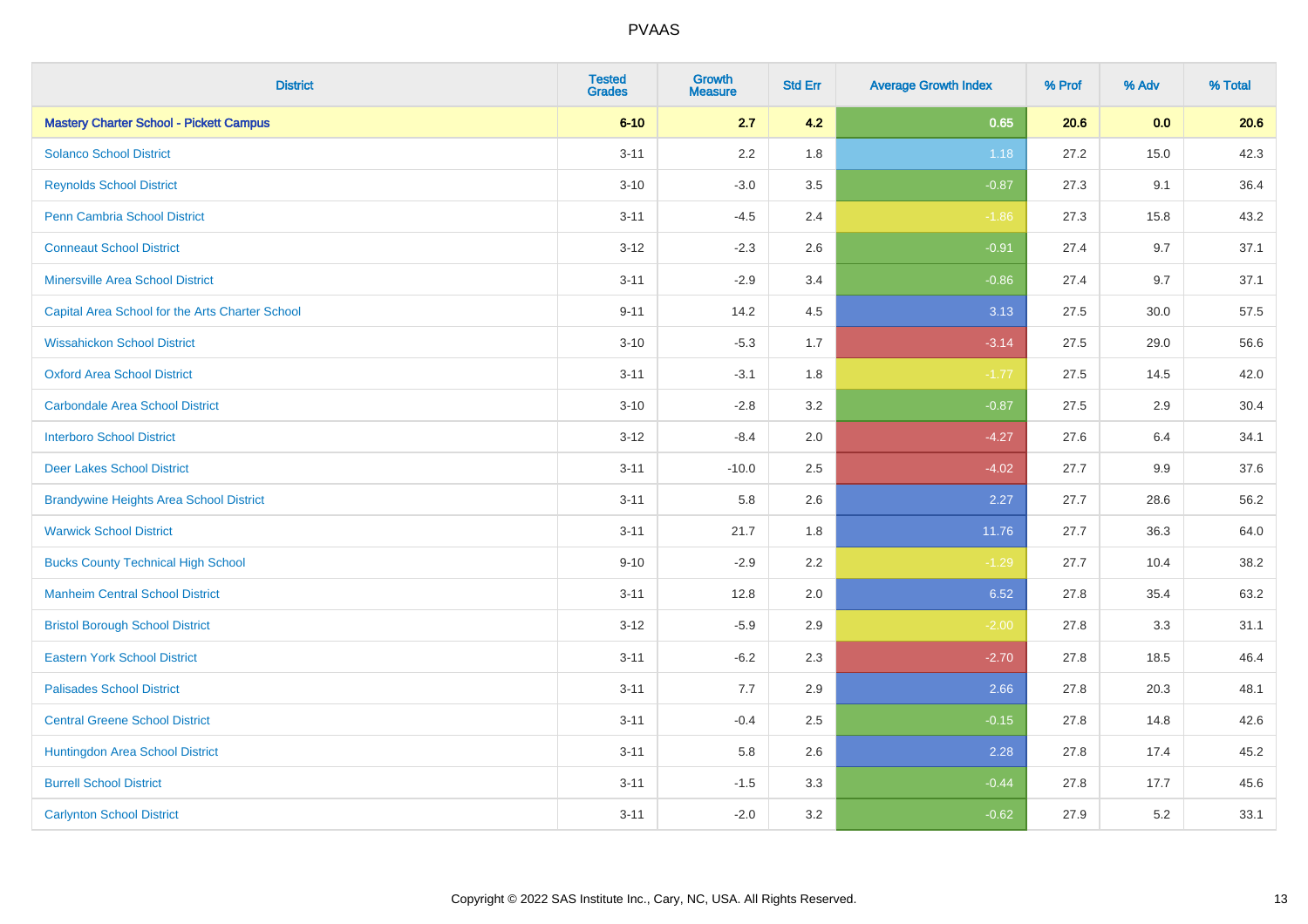| District | Tested Grades | Growth Measure | Std Err | Average Growth Index | % Prof | % Adv | % Total |
|---|---|---|---|---|---|---|---|
| **Mastery Charter School - Pickett Campus** | **6-10** | **2.7** | **4.2** | **0.65** | **20.6** | **0.0** | **20.6** |
| Solanco School District | 3-11 | 2.2 | 1.8 | 1.18 | 27.2 | 15.0 | 42.3 |
| Reynolds School District | 3-10 | -3.0 | 3.5 | -0.87 | 27.3 | 9.1 | 36.4 |
| Penn Cambria School District | 3-11 | -4.5 | 2.4 | -1.86 | 27.3 | 15.8 | 43.2 |
| Conneaut School District | 3-12 | -2.3 | 2.6 | -0.91 | 27.4 | 9.7 | 37.1 |
| Minersville Area School District | 3-11 | -2.9 | 3.4 | -0.86 | 27.4 | 9.7 | 37.1 |
| Capital Area School for the Arts Charter School | 9-11 | 14.2 | 4.5 | 3.13 | 27.5 | 30.0 | 57.5 |
| Wissahickon School District | 3-10 | -5.3 | 1.7 | -3.14 | 27.5 | 29.0 | 56.6 |
| Oxford Area School District | 3-11 | -3.1 | 1.8 | -1.77 | 27.5 | 14.5 | 42.0 |
| Carbondale Area School District | 3-10 | -2.8 | 3.2 | -0.87 | 27.5 | 2.9 | 30.4 |
| Interboro School District | 3-12 | -8.4 | 2.0 | -4.27 | 27.6 | 6.4 | 34.1 |
| Deer Lakes School District | 3-11 | -10.0 | 2.5 | -4.02 | 27.7 | 9.9 | 37.6 |
| Brandywine Heights Area School District | 3-11 | 5.8 | 2.6 | 2.27 | 27.7 | 28.6 | 56.2 |
| Warwick School District | 3-11 | 21.7 | 1.8 | 11.76 | 27.7 | 36.3 | 64.0 |
| Bucks County Technical High School | 9-10 | -2.9 | 2.2 | -1.29 | 27.7 | 10.4 | 38.2 |
| Manheim Central School District | 3-11 | 12.8 | 2.0 | 6.52 | 27.8 | 35.4 | 63.2 |
| Bristol Borough School District | 3-12 | -5.9 | 2.9 | -2.00 | 27.8 | 3.3 | 31.1 |
| Eastern York School District | 3-11 | -6.2 | 2.3 | -2.70 | 27.8 | 18.5 | 46.4 |
| Palisades School District | 3-11 | 7.7 | 2.9 | 2.66 | 27.8 | 20.3 | 48.1 |
| Central Greene School District | 3-11 | -0.4 | 2.5 | -0.15 | 27.8 | 14.8 | 42.6 |
| Huntingdon Area School District | 3-11 | 5.8 | 2.6 | 2.28 | 27.8 | 17.4 | 45.2 |
| Burrell School District | 3-11 | -1.5 | 3.3 | -0.44 | 27.8 | 17.7 | 45.6 |
| Carlynton School District | 3-11 | -2.0 | 3.2 | -0.62 | 27.9 | 5.2 | 33.1 |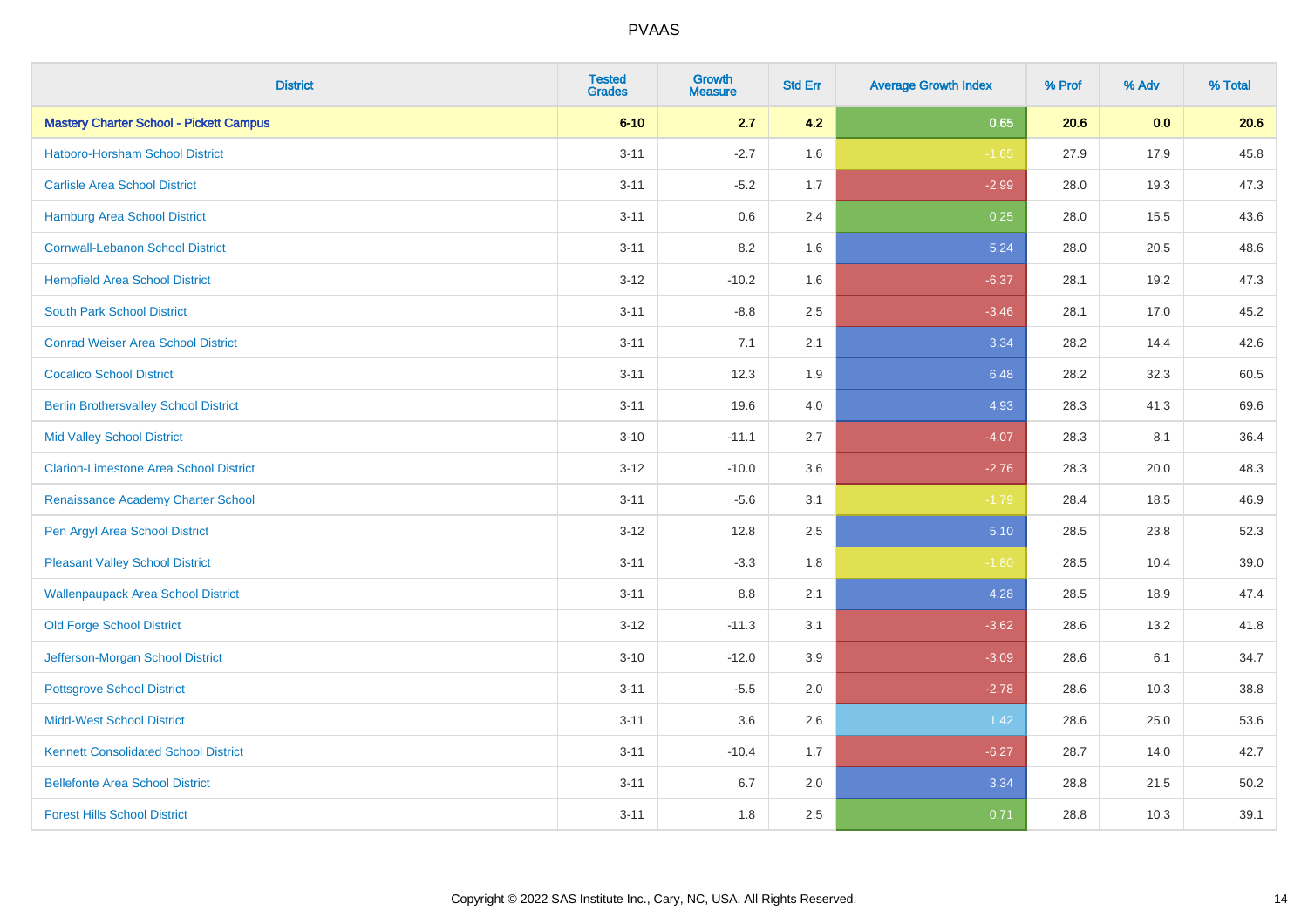PVAAS

| District | Tested Grades | Growth Measure | Std Err | Average Growth Index | % Prof | % Adv | % Total |
|---|---|---|---|---|---|---|---|
| **Mastery Charter School - Pickett Campus** | **6-10** | **2.7** | **4.2** | **0.65** | **20.6** | **0.0** | **20.6** |
| Hatboro-Horsham School District | 3-11 | -2.7 | 1.6 | -1.65 | 27.9 | 17.9 | 45.8 |
| Carlisle Area School District | 3-11 | -5.2 | 1.7 | -2.99 | 28.0 | 19.3 | 47.3 |
| Hamburg Area School District | 3-11 | 0.6 | 2.4 | 0.25 | 28.0 | 15.5 | 43.6 |
| Cornwall-Lebanon School District | 3-11 | 8.2 | 1.6 | 5.24 | 28.0 | 20.5 | 48.6 |
| Hempfield Area School District | 3-12 | -10.2 | 1.6 | -6.37 | 28.1 | 19.2 | 47.3 |
| South Park School District | 3-11 | -8.8 | 2.5 | -3.46 | 28.1 | 17.0 | 45.2 |
| Conrad Weiser Area School District | 3-11 | 7.1 | 2.1 | 3.34 | 28.2 | 14.4 | 42.6 |
| Cocalico School District | 3-11 | 12.3 | 1.9 | 6.48 | 28.2 | 32.3 | 60.5 |
| Berlin Brothersvalley School District | 3-11 | 19.6 | 4.0 | 4.93 | 28.3 | 41.3 | 69.6 |
| Mid Valley School District | 3-10 | -11.1 | 2.7 | -4.07 | 28.3 | 8.1 | 36.4 |
| Clarion-Limestone Area School District | 3-12 | -10.0 | 3.6 | -2.76 | 28.3 | 20.0 | 48.3 |
| Renaissance Academy Charter School | 3-11 | -5.6 | 3.1 | -1.79 | 28.4 | 18.5 | 46.9 |
| Pen Argyl Area School District | 3-12 | 12.8 | 2.5 | 5.10 | 28.5 | 23.8 | 52.3 |
| Pleasant Valley School District | 3-11 | -3.3 | 1.8 | -1.80 | 28.5 | 10.4 | 39.0 |
| Wallenpaupack Area School District | 3-11 | 8.8 | 2.1 | 4.28 | 28.5 | 18.9 | 47.4 |
| Old Forge School District | 3-12 | -11.3 | 3.1 | -3.62 | 28.6 | 13.2 | 41.8 |
| Jefferson-Morgan School District | 3-10 | -12.0 | 3.9 | -3.09 | 28.6 | 6.1 | 34.7 |
| Pottsgrove School District | 3-11 | -5.5 | 2.0 | -2.78 | 28.6 | 10.3 | 38.8 |
| Midd-West School District | 3-11 | 3.6 | 2.6 | 1.42 | 28.6 | 25.0 | 53.6 |
| Kennett Consolidated School District | 3-11 | -10.4 | 1.7 | -6.27 | 28.7 | 14.0 | 42.7 |
| Bellefonte Area School District | 3-11 | 6.7 | 2.0 | 3.34 | 28.8 | 21.5 | 50.2 |
| Forest Hills School District | 3-11 | 1.8 | 2.5 | 0.71 | 28.8 | 10.3 | 39.1 |

Copyright © 2022 SAS Institute Inc., Cary, NC, USA. All Rights Reserved.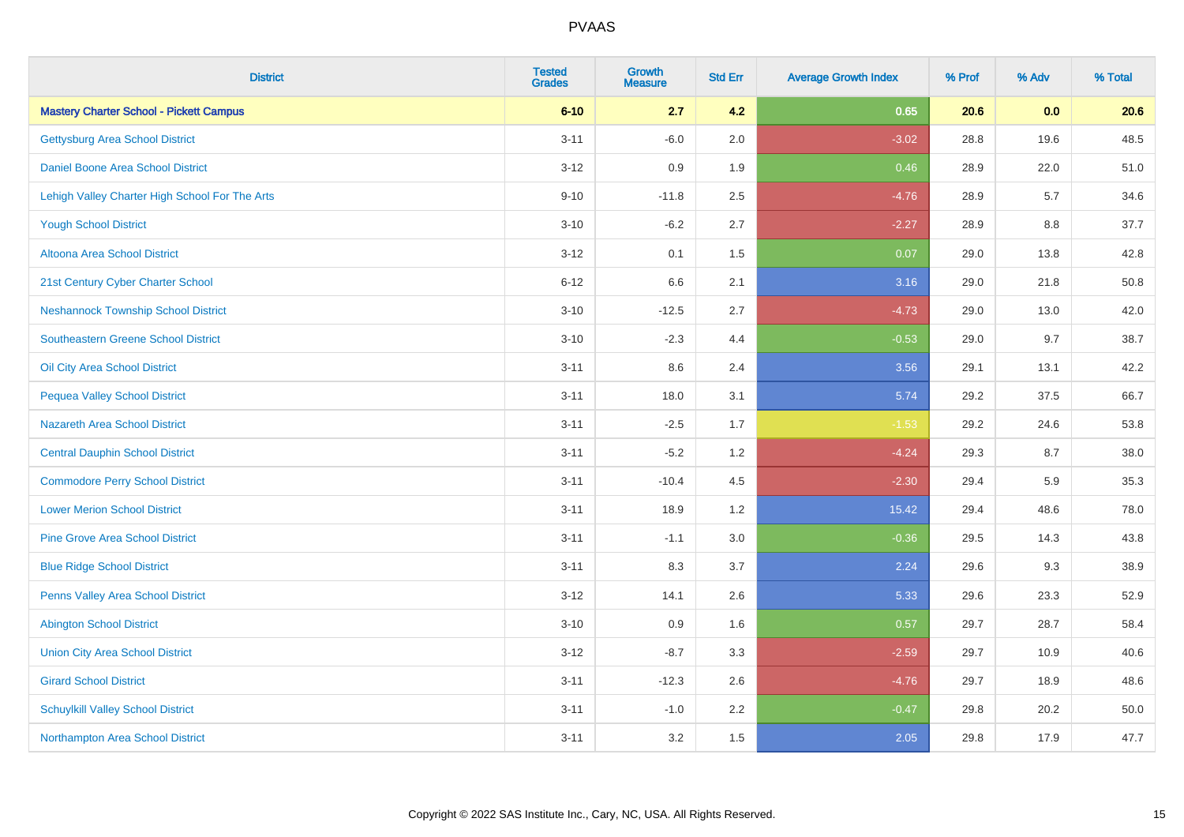# PVAAS

| District | Tested Grades | Growth Measure | Std Err | Average Growth Index | % Prof | % Adv | % Total |
|---|---|---|---|---|---|---|---|
| **Mastery Charter School - Pickett Campus** | **6-10** | **2.7** | **4.2** | **0.65** | **20.6** | **0.0** | **20.6** |
| Gettysburg Area School District | 3-11 | -6.0 | 2.0 | -3.02 | 28.8 | 19.6 | 48.5 |
| Daniel Boone Area School District | 3-12 | 0.9 | 1.9 | 0.46 | 28.9 | 22.0 | 51.0 |
| Lehigh Valley Charter High School For The Arts | 9-10 | -11.8 | 2.5 | -4.76 | 28.9 | 5.7 | 34.6 |
| Yough School District | 3-10 | -6.2 | 2.7 | -2.27 | 28.9 | 8.8 | 37.7 |
| Altoona Area School District | 3-12 | 0.1 | 1.5 | 0.07 | 29.0 | 13.8 | 42.8 |
| 21st Century Cyber Charter School | 6-12 | 6.6 | 2.1 | 3.16 | 29.0 | 21.8 | 50.8 |
| Neshannock Township School District | 3-10 | -12.5 | 2.7 | -4.73 | 29.0 | 13.0 | 42.0 |
| Southeastern Greene School District | 3-10 | -2.3 | 4.4 | -0.53 | 29.0 | 9.7 | 38.7 |
| Oil City Area School District | 3-11 | 8.6 | 2.4 | 3.56 | 29.1 | 13.1 | 42.2 |
| Pequea Valley School District | 3-11 | 18.0 | 3.1 | 5.74 | 29.2 | 37.5 | 66.7 |
| Nazareth Area School District | 3-11 | -2.5 | 1.7 | -1.53 | 29.2 | 24.6 | 53.8 |
| Central Dauphin School District | 3-11 | -5.2 | 1.2 | -4.24 | 29.3 | 8.7 | 38.0 |
| Commodore Perry School District | 3-11 | -10.4 | 4.5 | -2.30 | 29.4 | 5.9 | 35.3 |
| Lower Merion School District | 3-11 | 18.9 | 1.2 | 15.42 | 29.4 | 48.6 | 78.0 |
| Pine Grove Area School District | 3-11 | -1.1 | 3.0 | -0.36 | 29.5 | 14.3 | 43.8 |
| Blue Ridge School District | 3-11 | 8.3 | 3.7 | 2.24 | 29.6 | 9.3 | 38.9 |
| Penns Valley Area School District | 3-12 | 14.1 | 2.6 | 5.33 | 29.6 | 23.3 | 52.9 |
| Abington School District | 3-10 | 0.9 | 1.6 | 0.57 | 29.7 | 28.7 | 58.4 |
| Union City Area School District | 3-12 | -8.7 | 3.3 | -2.59 | 29.7 | 10.9 | 40.6 |
| Girard School District | 3-11 | -12.3 | 2.6 | -4.76 | 29.7 | 18.9 | 48.6 |
| Schuylkill Valley School District | 3-11 | -1.0 | 2.2 | -0.47 | 29.8 | 20.2 | 50.0 |
| Northampton Area School District | 3-11 | 3.2 | 1.5 | 2.05 | 29.8 | 17.9 | 47.7 |

Copyright © 2022 SAS Institute Inc., Cary, NC, USA. All Rights Reserved.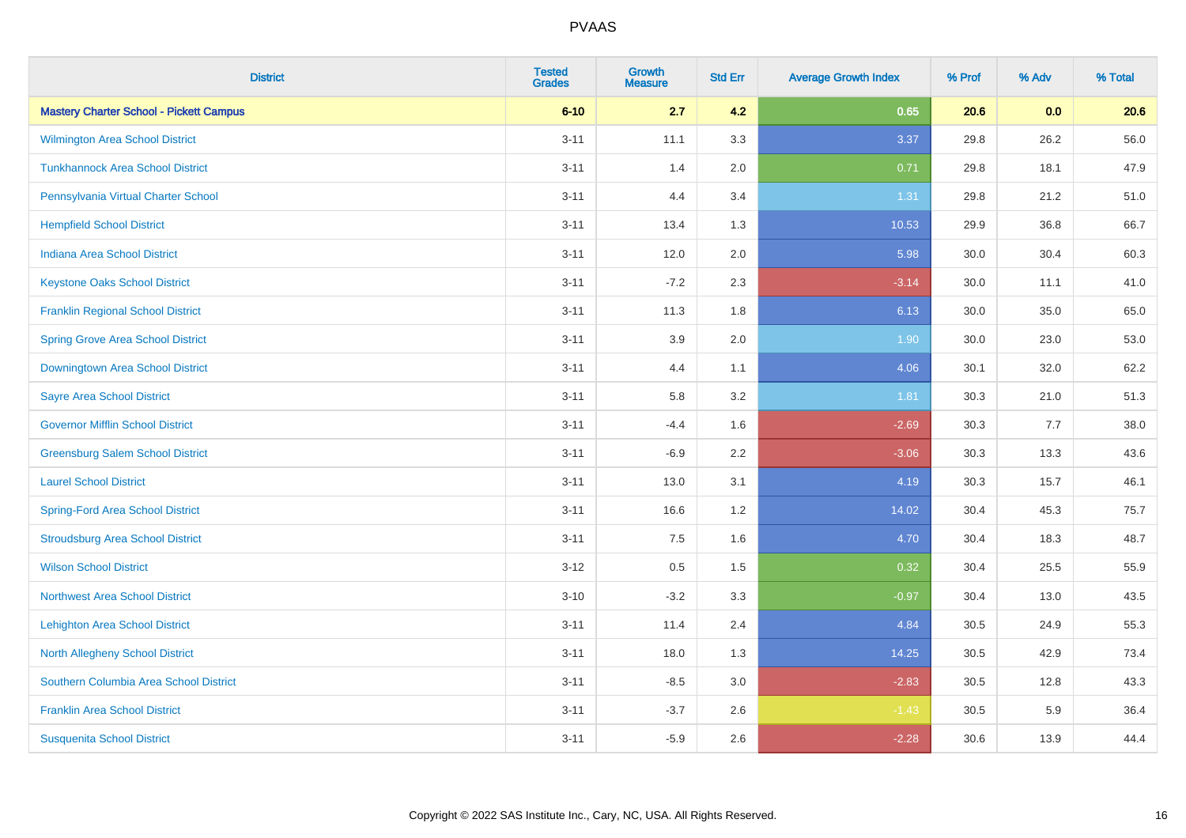| District | Tested Grades | Growth Measure | Std Err | Average Growth Index | % Prof | % Adv | % Total |
|---|---|---|---|---|---|---|---|
| **Mastery Charter School - Pickett Campus** | **6-10** | **2.7** | **4.2** | **0.65** | **20.6** | **0.0** | **20.6** |
| Wilmington Area School District | 3-11 | 11.1 | 3.3 | 3.37 | 29.8 | 26.2 | 56.0 |
| Tunkhannock Area School District | 3-11 | 1.4 | 2.0 | 0.71 | 29.8 | 18.1 | 47.9 |
| Pennsylvania Virtual Charter School | 3-11 | 4.4 | 3.4 | 1.31 | 29.8 | 21.2 | 51.0 |
| Hempfield School District | 3-11 | 13.4 | 1.3 | 10.53 | 29.9 | 36.8 | 66.7 |
| Indiana Area School District | 3-11 | 12.0 | 2.0 | 5.98 | 30.0 | 30.4 | 60.3 |
| Keystone Oaks School District | 3-11 | -7.2 | 2.3 | -3.14 | 30.0 | 11.1 | 41.0 |
| Franklin Regional School District | 3-11 | 11.3 | 1.8 | 6.13 | 30.0 | 35.0 | 65.0 |
| Spring Grove Area School District | 3-11 | 3.9 | 2.0 | 1.90 | 30.0 | 23.0 | 53.0 |
| Downingtown Area School District | 3-11 | 4.4 | 1.1 | 4.06 | 30.1 | 32.0 | 62.2 |
| Sayre Area School District | 3-11 | 5.8 | 3.2 | 1.81 | 30.3 | 21.0 | 51.3 |
| Governor Mifflin School District | 3-11 | -4.4 | 1.6 | -2.69 | 30.3 | 7.7 | 38.0 |
| Greensburg Salem School District | 3-11 | -6.9 | 2.2 | -3.06 | 30.3 | 13.3 | 43.6 |
| Laurel School District | 3-11 | 13.0 | 3.1 | 4.19 | 30.3 | 15.7 | 46.1 |
| Spring-Ford Area School District | 3-11 | 16.6 | 1.2 | 14.02 | 30.4 | 45.3 | 75.7 |
| Stroudsburg Area School District | 3-11 | 7.5 | 1.6 | 4.70 | 30.4 | 18.3 | 48.7 |
| Wilson School District | 3-12 | 0.5 | 1.5 | 0.32 | 30.4 | 25.5 | 55.9 |
| Northwest Area School District | 3-10 | -3.2 | 3.3 | -0.97 | 30.4 | 13.0 | 43.5 |
| Lehighton Area School District | 3-11 | 11.4 | 2.4 | 4.84 | 30.5 | 24.9 | 55.3 |
| North Allegheny School District | 3-11 | 18.0 | 1.3 | 14.25 | 30.5 | 42.9 | 73.4 |
| Southern Columbia Area School District | 3-11 | -8.5 | 3.0 | -2.83 | 30.5 | 12.8 | 43.3 |
| Franklin Area School District | 3-11 | -3.7 | 2.6 | -1.43 | 30.5 | 5.9 | 36.4 |
| Susquenita School District | 3-11 | -5.9 | 2.6 | -2.28 | 30.6 | 13.9 | 44.4 |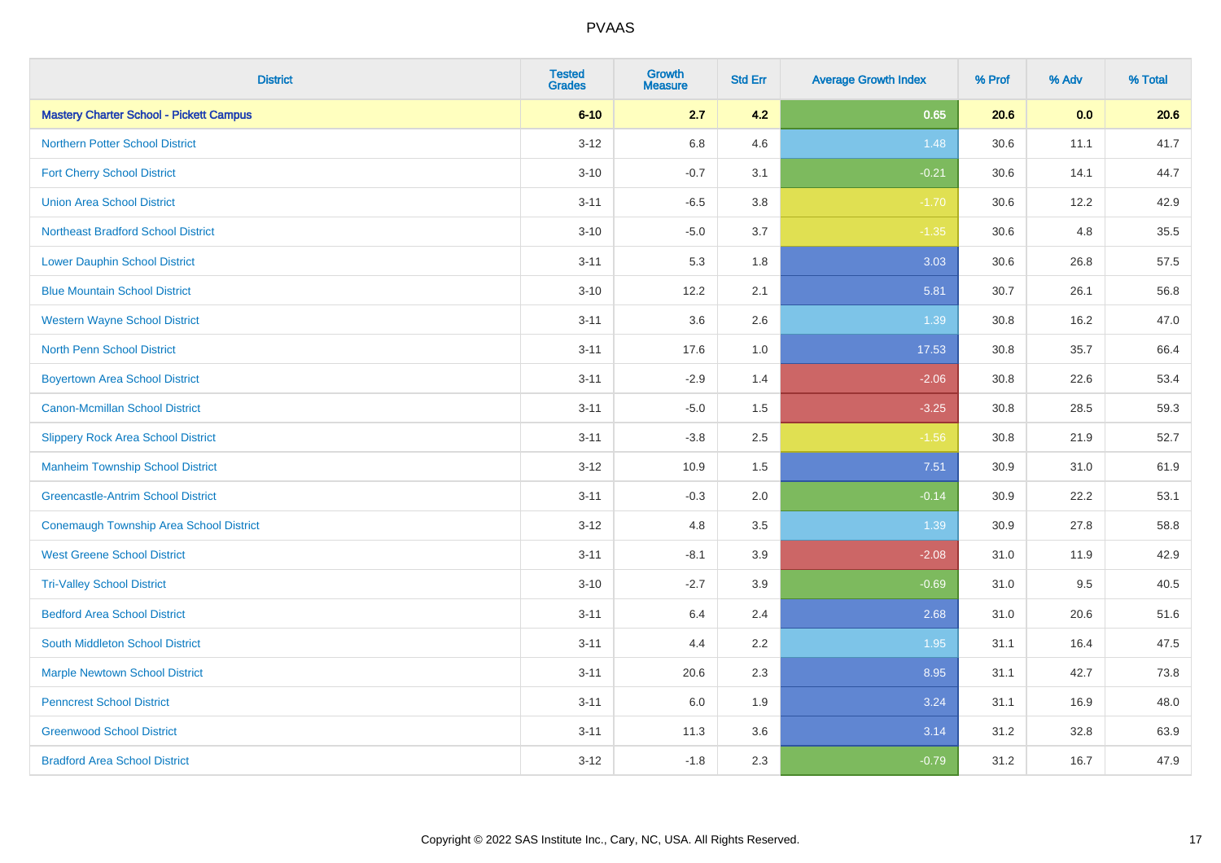| District | Tested Grades | Growth Measure | Std Err | Average Growth Index | % Prof | % Adv | % Total |
|---|---|---|---|---|---|---|---|
| **Mastery Charter School - Pickett Campus** | **6-10** | **2.7** | **4.2** | **0.65** | **20.6** | **0.0** | **20.6** |
| Northern Potter School District | 3-12 | 6.8 | 4.6 | 1.48 | 30.6 | 11.1 | 41.7 |
| Fort Cherry School District | 3-10 | -0.7 | 3.1 | -0.21 | 30.6 | 14.1 | 44.7 |
| Union Area School District | 3-11 | -6.5 | 3.8 | -1.70 | 30.6 | 12.2 | 42.9 |
| Northeast Bradford School District | 3-10 | -5.0 | 3.7 | -1.35 | 30.6 | 4.8 | 35.5 |
| Lower Dauphin School District | 3-11 | 5.3 | 1.8 | 3.03 | 30.6 | 26.8 | 57.5 |
| Blue Mountain School District | 3-10 | 12.2 | 2.1 | 5.81 | 30.7 | 26.1 | 56.8 |
| Western Wayne School District | 3-11 | 3.6 | 2.6 | 1.39 | 30.8 | 16.2 | 47.0 |
| North Penn School District | 3-11 | 17.6 | 1.0 | 17.53 | 30.8 | 35.7 | 66.4 |
| Boyertown Area School District | 3-11 | -2.9 | 1.4 | -2.06 | 30.8 | 22.6 | 53.4 |
| Canon-Mcmillan School District | 3-11 | -5.0 | 1.5 | -3.25 | 30.8 | 28.5 | 59.3 |
| Slippery Rock Area School District | 3-11 | -3.8 | 2.5 | -1.56 | 30.8 | 21.9 | 52.7 |
| Manheim Township School District | 3-12 | 10.9 | 1.5 | 7.51 | 30.9 | 31.0 | 61.9 |
| Greencastle-Antrim School District | 3-11 | -0.3 | 2.0 | -0.14 | 30.9 | 22.2 | 53.1 |
| Conemaugh Township Area School District | 3-12 | 4.8 | 3.5 | 1.39 | 30.9 | 27.8 | 58.8 |
| West Greene School District | 3-11 | -8.1 | 3.9 | -2.08 | 31.0 | 11.9 | 42.9 |
| Tri-Valley School District | 3-10 | -2.7 | 3.9 | -0.69 | 31.0 | 9.5 | 40.5 |
| Bedford Area School District | 3-11 | 6.4 | 2.4 | 2.68 | 31.0 | 20.6 | 51.6 |
| South Middleton School District | 3-11 | 4.4 | 2.2 | 1.95 | 31.1 | 16.4 | 47.5 |
| Marple Newtown School District | 3-11 | 20.6 | 2.3 | 8.95 | 31.1 | 42.7 | 73.8 |
| Penncrest School District | 3-11 | 6.0 | 1.9 | 3.24 | 31.1 | 16.9 | 48.0 |
| Greenwood School District | 3-11 | 11.3 | 3.6 | 3.14 | 31.2 | 32.8 | 63.9 |
| Bradford Area School District | 3-12 | -1.8 | 2.3 | -0.79 | 31.2 | 16.7 | 47.9 |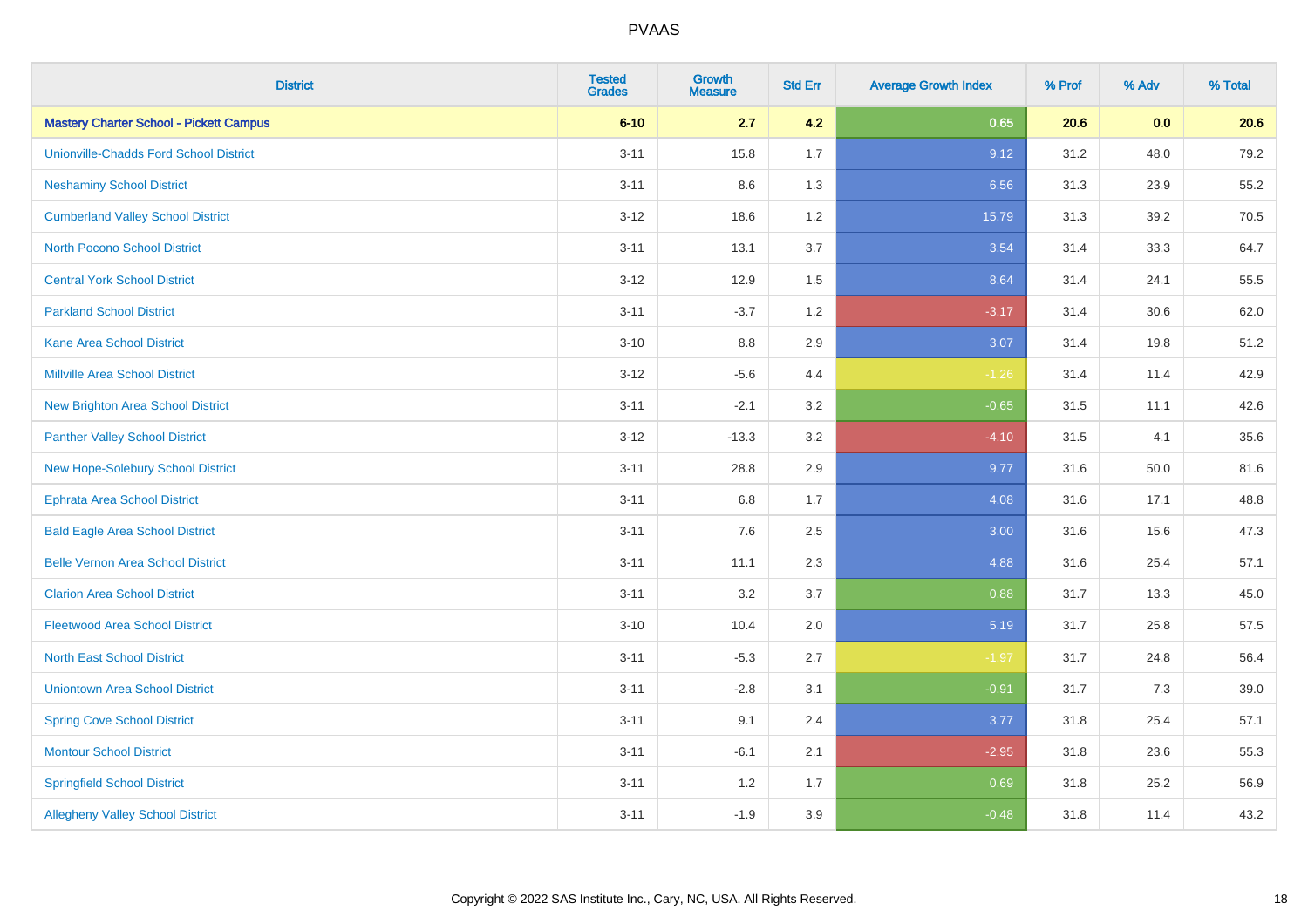# PVAAS

| District | Tested Grades | Growth Measure | Std Err | Average Growth Index | % Prof | % Adv | % Total |
|---|---|---|---|---|---|---|---|
| **Mastery Charter School - Pickett Campus** | **6-10** | **2.7** | **4.2** | **0.65** | **20.6** | **0.0** | **20.6** |
| Unionville-Chadds Ford School District | 3-11 | 15.8 | 1.7 | 9.12 | 31.2 | 48.0 | 79.2 |
| Neshaminy School District | 3-11 | 8.6 | 1.3 | 6.56 | 31.3 | 23.9 | 55.2 |
| Cumberland Valley School District | 3-12 | 18.6 | 1.2 | 15.79 | 31.3 | 39.2 | 70.5 |
| North Pocono School District | 3-11 | 13.1 | 3.7 | 3.54 | 31.4 | 33.3 | 64.7 |
| Central York School District | 3-12 | 12.9 | 1.5 | 8.64 | 31.4 | 24.1 | 55.5 |
| Parkland School District | 3-11 | -3.7 | 1.2 | -3.17 | 31.4 | 30.6 | 62.0 |
| Kane Area School District | 3-10 | 8.8 | 2.9 | 3.07 | 31.4 | 19.8 | 51.2 |
| Millville Area School District | 3-12 | -5.6 | 4.4 | -1.26 | 31.4 | 11.4 | 42.9 |
| New Brighton Area School District | 3-11 | -2.1 | 3.2 | -0.65 | 31.5 | 11.1 | 42.6 |
| Panther Valley School District | 3-12 | -13.3 | 3.2 | -4.10 | 31.5 | 4.1 | 35.6 |
| New Hope-Solebury School District | 3-11 | 28.8 | 2.9 | 9.77 | 31.6 | 50.0 | 81.6 |
| Ephrata Area School District | 3-11 | 6.8 | 1.7 | 4.08 | 31.6 | 17.1 | 48.8 |
| Bald Eagle Area School District | 3-11 | 7.6 | 2.5 | 3.00 | 31.6 | 15.6 | 47.3 |
| Belle Vernon Area School District | 3-11 | 11.1 | 2.3 | 4.88 | 31.6 | 25.4 | 57.1 |
| Clarion Area School District | 3-11 | 3.2 | 3.7 | 0.88 | 31.7 | 13.3 | 45.0 |
| Fleetwood Area School District | 3-10 | 10.4 | 2.0 | 5.19 | 31.7 | 25.8 | 57.5 |
| North East School District | 3-11 | -5.3 | 2.7 | -1.97 | 31.7 | 24.8 | 56.4 |
| Uniontown Area School District | 3-11 | -2.8 | 3.1 | -0.91 | 31.7 | 7.3 | 39.0 |
| Spring Cove School District | 3-11 | 9.1 | 2.4 | 3.77 | 31.8 | 25.4 | 57.1 |
| Montour School District | 3-11 | -6.1 | 2.1 | -2.95 | 31.8 | 23.6 | 55.3 |
| Springfield School District | 3-11 | 1.2 | 1.7 | 0.69 | 31.8 | 25.2 | 56.9 |
| Allegheny Valley School District | 3-11 | -1.9 | 3.9 | -0.48 | 31.8 | 11.4 | 43.2 |

Copyright © 2022 SAS Institute Inc., Cary, NC, USA. All Rights Reserved.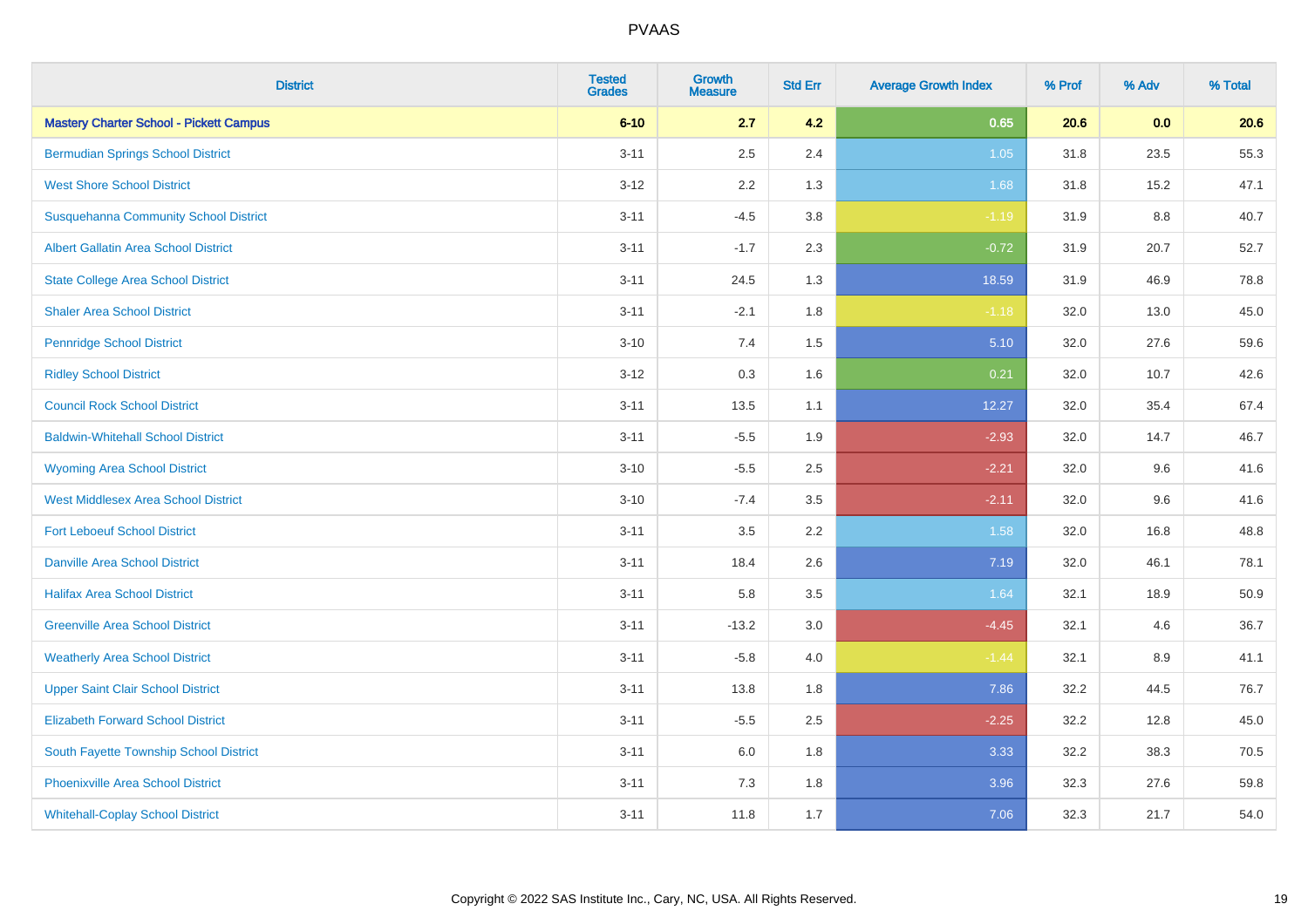| District | Tested Grades | Growth Measure | Std Err | Average Growth Index | % Prof | % Adv | % Total |
|---|---|---|---|---|---|---|---|
| **Mastery Charter School - Pickett Campus** | **6-10** | **2.7** | **4.2** | **0.65** | **20.6** | **0.0** | **20.6** |
| Bermudian Springs School District | 3-11 | 2.5 | 2.4 | 1.05 | 31.8 | 23.5 | 55.3 |
| West Shore School District | 3-12 | 2.2 | 1.3 | 1.68 | 31.8 | 15.2 | 47.1 |
| Susquehanna Community School District | 3-11 | -4.5 | 3.8 | -1.19 | 31.9 | 8.8 | 40.7 |
| Albert Gallatin Area School District | 3-11 | -1.7 | 2.3 | -0.72 | 31.9 | 20.7 | 52.7 |
| State College Area School District | 3-11 | 24.5 | 1.3 | 18.59 | 31.9 | 46.9 | 78.8 |
| Shaler Area School District | 3-11 | -2.1 | 1.8 | -1.18 | 32.0 | 13.0 | 45.0 |
| Pennridge School District | 3-10 | 7.4 | 1.5 | 5.10 | 32.0 | 27.6 | 59.6 |
| Ridley School District | 3-12 | 0.3 | 1.6 | 0.21 | 32.0 | 10.7 | 42.6 |
| Council Rock School District | 3-11 | 13.5 | 1.1 | 12.27 | 32.0 | 35.4 | 67.4 |
| Baldwin-Whitehall School District | 3-11 | -5.5 | 1.9 | -2.93 | 32.0 | 14.7 | 46.7 |
| Wyoming Area School District | 3-10 | -5.5 | 2.5 | -2.21 | 32.0 | 9.6 | 41.6 |
| West Middlesex Area School District | 3-10 | -7.4 | 3.5 | -2.11 | 32.0 | 9.6 | 41.6 |
| Fort Leboeuf School District | 3-11 | 3.5 | 2.2 | 1.58 | 32.0 | 16.8 | 48.8 |
| Danville Area School District | 3-11 | 18.4 | 2.6 | 7.19 | 32.0 | 46.1 | 78.1 |
| Halifax Area School District | 3-11 | 5.8 | 3.5 | 1.64 | 32.1 | 18.9 | 50.9 |
| Greenville Area School District | 3-11 | -13.2 | 3.0 | -4.45 | 32.1 | 4.6 | 36.7 |
| Weatherly Area School District | 3-11 | -5.8 | 4.0 | -1.44 | 32.1 | 8.9 | 41.1 |
| Upper Saint Clair School District | 3-11 | 13.8 | 1.8 | 7.86 | 32.2 | 44.5 | 76.7 |
| Elizabeth Forward School District | 3-11 | -5.5 | 2.5 | -2.25 | 32.2 | 12.8 | 45.0 |
| South Fayette Township School District | 3-11 | 6.0 | 1.8 | 3.33 | 32.2 | 38.3 | 70.5 |
| Phoenixville Area School District | 3-11 | 7.3 | 1.8 | 3.96 | 32.3 | 27.6 | 59.8 |
| Whitehall-Coplay School District | 3-11 | 11.8 | 1.7 | 7.06 | 32.3 | 21.7 | 54.0 |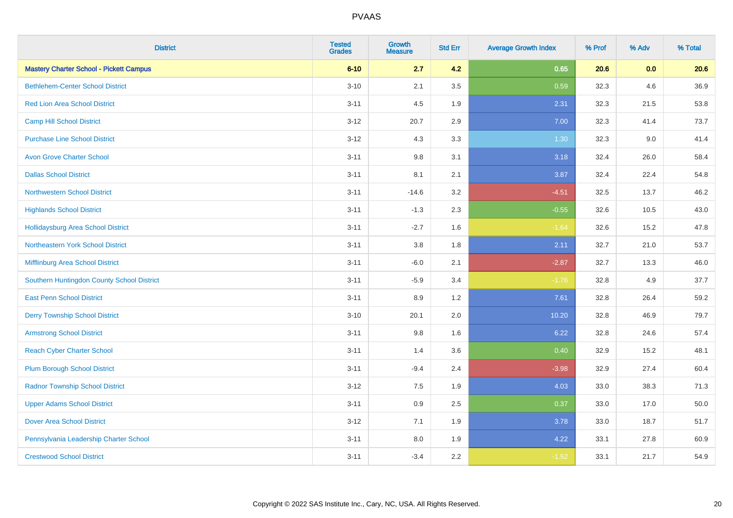# PVAAS

| District | Tested Grades | Growth Measure | Std Err | Average Growth Index | % Prof | % Adv | % Total |
|---|---|---|---|---|---|---|---|
| **Mastery Charter School - Pickett Campus** | **6-10** | **2.7** | **4.2** | **0.65** | **20.6** | **0.0** | **20.6** |
| Bethlehem-Center School District | 3-10 | 2.1 | 3.5 | 0.59 | 32.3 | 4.6 | 36.9 |
| Red Lion Area School District | 3-11 | 4.5 | 1.9 | 2.31 | 32.3 | 21.5 | 53.8 |
| Camp Hill School District | 3-12 | 20.7 | 2.9 | 7.00 | 32.3 | 41.4 | 73.7 |
| Purchase Line School District | 3-12 | 4.3 | 3.3 | 1.30 | 32.3 | 9.0 | 41.4 |
| Avon Grove Charter School | 3-11 | 9.8 | 3.1 | 3.18 | 32.4 | 26.0 | 58.4 |
| Dallas School District | 3-11 | 8.1 | 2.1 | 3.87 | 32.4 | 22.4 | 54.8 |
| Northwestern School District | 3-11 | -14.6 | 3.2 | -4.51 | 32.5 | 13.7 | 46.2 |
| Highlands School District | 3-11 | -1.3 | 2.3 | -0.55 | 32.6 | 10.5 | 43.0 |
| Hollidaysburg Area School District | 3-11 | -2.7 | 1.6 | -1.64 | 32.6 | 15.2 | 47.8 |
| Northeastern York School District | 3-11 | 3.8 | 1.8 | 2.11 | 32.7 | 21.0 | 53.7 |
| Mifflinburg Area School District | 3-11 | -6.0 | 2.1 | -2.87 | 32.7 | 13.3 | 46.0 |
| Southern Huntingdon County School District | 3-11 | -5.9 | 3.4 | -1.76 | 32.8 | 4.9 | 37.7 |
| East Penn School District | 3-11 | 8.9 | 1.2 | 7.61 | 32.8 | 26.4 | 59.2 |
| Derry Township School District | 3-10 | 20.1 | 2.0 | 10.20 | 32.8 | 46.9 | 79.7 |
| Armstrong School District | 3-11 | 9.8 | 1.6 | 6.22 | 32.8 | 24.6 | 57.4 |
| Reach Cyber Charter School | 3-11 | 1.4 | 3.6 | 0.40 | 32.9 | 15.2 | 48.1 |
| Plum Borough School District | 3-11 | -9.4 | 2.4 | -3.98 | 32.9 | 27.4 | 60.4 |
| Radnor Township School District | 3-12 | 7.5 | 1.9 | 4.03 | 33.0 | 38.3 | 71.3 |
| Upper Adams School District | 3-11 | 0.9 | 2.5 | 0.37 | 33.0 | 17.0 | 50.0 |
| Dover Area School District | 3-12 | 7.1 | 1.9 | 3.78 | 33.0 | 18.7 | 51.7 |
| Pennsylvania Leadership Charter School | 3-11 | 8.0 | 1.9 | 4.22 | 33.1 | 27.8 | 60.9 |
| Crestwood School District | 3-11 | -3.4 | 2.2 | -1.52 | 33.1 | 21.7 | 54.9 |

Copyright © 2022 SAS Institute Inc., Cary, NC, USA. All Rights Reserved.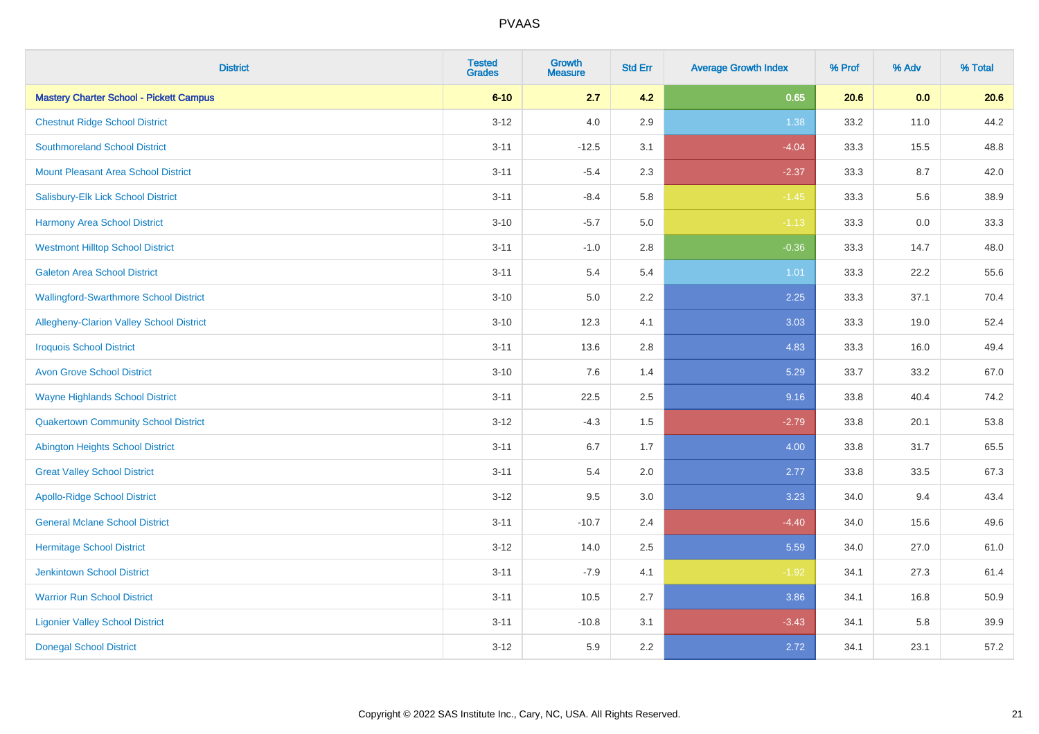# PVAAS

| District | Tested Grades | Growth Measure | Std Err | Average Growth Index | % Prof | % Adv | % Total |
|---|---|---|---|---|---|---|---|
| **Mastery Charter School - Pickett Campus** | **6-10** | **2.7** | **4.2** | **0.65** | **20.6** | **0.0** | **20.6** |
| Chestnut Ridge School District | 3-12 | 4.0 | 2.9 | 1.38 | 33.2 | 11.0 | 44.2 |
| Southmoreland School District | 3-11 | -12.5 | 3.1 | -4.04 | 33.3 | 15.5 | 48.8 |
| Mount Pleasant Area School District | 3-11 | -5.4 | 2.3 | -2.37 | 33.3 | 8.7 | 42.0 |
| Salisbury-Elk Lick School District | 3-11 | -8.4 | 5.8 | -1.45 | 33.3 | 5.6 | 38.9 |
| Harmony Area School District | 3-10 | -5.7 | 5.0 | -1.13 | 33.3 | 0.0 | 33.3 |
| Westmont Hilltop School District | 3-11 | -1.0 | 2.8 | -0.36 | 33.3 | 14.7 | 48.0 |
| Galeton Area School District | 3-11 | 5.4 | 5.4 | 1.01 | 33.3 | 22.2 | 55.6 |
| Wallingford-Swarthmore School District | 3-10 | 5.0 | 2.2 | 2.25 | 33.3 | 37.1 | 70.4 |
| Allegheny-Clarion Valley School District | 3-10 | 12.3 | 4.1 | 3.03 | 33.3 | 19.0 | 52.4 |
| Iroquois School District | 3-11 | 13.6 | 2.8 | 4.83 | 33.3 | 16.0 | 49.4 |
| Avon Grove School District | 3-10 | 7.6 | 1.4 | 5.29 | 33.7 | 33.2 | 67.0 |
| Wayne Highlands School District | 3-11 | 22.5 | 2.5 | 9.16 | 33.8 | 40.4 | 74.2 |
| Quakertown Community School District | 3-12 | -4.3 | 1.5 | -2.79 | 33.8 | 20.1 | 53.8 |
| Abington Heights School District | 3-11 | 6.7 | 1.7 | 4.00 | 33.8 | 31.7 | 65.5 |
| Great Valley School District | 3-11 | 5.4 | 2.0 | 2.77 | 33.8 | 33.5 | 67.3 |
| Apollo-Ridge School District | 3-12 | 9.5 | 3.0 | 3.23 | 34.0 | 9.4 | 43.4 |
| General Mclane School District | 3-11 | -10.7 | 2.4 | -4.40 | 34.0 | 15.6 | 49.6 |
| Hermitage School District | 3-12 | 14.0 | 2.5 | 5.59 | 34.0 | 27.0 | 61.0 |
| Jenkintown School District | 3-11 | -7.9 | 4.1 | -1.92 | 34.1 | 27.3 | 61.4 |
| Warrior Run School District | 3-11 | 10.5 | 2.7 | 3.86 | 34.1 | 16.8 | 50.9 |
| Ligonier Valley School District | 3-11 | -10.8 | 3.1 | -3.43 | 34.1 | 5.8 | 39.9 |
| Donegal School District | 3-12 | 5.9 | 2.2 | 2.72 | 34.1 | 23.1 | 57.2 |

Copyright © 2022 SAS Institute Inc., Cary, NC, USA. All Rights Reserved.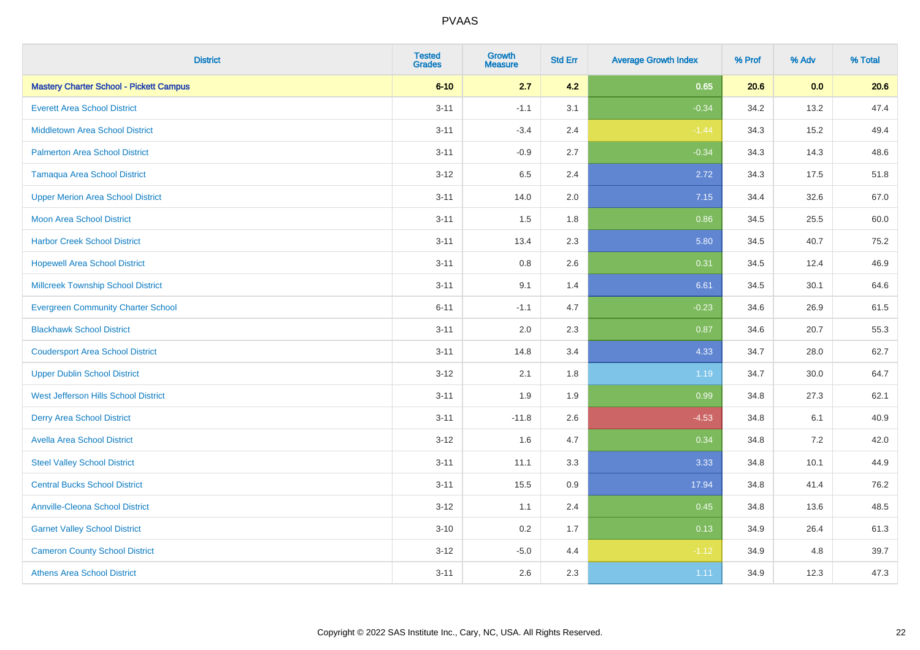| District | Tested Grades | Growth Measure | Std Err | Average Growth Index | % Prof | % Adv | % Total |
|---|---|---|---|---|---|---|---|
| **Mastery Charter School - Pickett Campus** | **6-10** | **2.7** | **4.2** | **0.65** | **20.6** | **0.0** | **20.6** |
| Everett Area School District | 3-11 | -1.1 | 3.1 | -0.34 | 34.2 | 13.2 | 47.4 |
| Middletown Area School District | 3-11 | -3.4 | 2.4 | -1.44 | 34.3 | 15.2 | 49.4 |
| Palmerton Area School District | 3-11 | -0.9 | 2.7 | -0.34 | 34.3 | 14.3 | 48.6 |
| Tamaqua Area School District | 3-12 | 6.5 | 2.4 | 2.72 | 34.3 | 17.5 | 51.8 |
| Upper Merion Area School District | 3-11 | 14.0 | 2.0 | 7.15 | 34.4 | 32.6 | 67.0 |
| Moon Area School District | 3-11 | 1.5 | 1.8 | 0.86 | 34.5 | 25.5 | 60.0 |
| Harbor Creek School District | 3-11 | 13.4 | 2.3 | 5.80 | 34.5 | 40.7 | 75.2 |
| Hopewell Area School District | 3-11 | 0.8 | 2.6 | 0.31 | 34.5 | 12.4 | 46.9 |
| Millcreek Township School District | 3-11 | 9.1 | 1.4 | 6.61 | 34.5 | 30.1 | 64.6 |
| Evergreen Community Charter School | 6-11 | -1.1 | 4.7 | -0.23 | 34.6 | 26.9 | 61.5 |
| Blackhawk School District | 3-11 | 2.0 | 2.3 | 0.87 | 34.6 | 20.7 | 55.3 |
| Coudersport Area School District | 3-11 | 14.8 | 3.4 | 4.33 | 34.7 | 28.0 | 62.7 |
| Upper Dublin School District | 3-12 | 2.1 | 1.8 | 1.19 | 34.7 | 30.0 | 64.7 |
| West Jefferson Hills School District | 3-11 | 1.9 | 1.9 | 0.99 | 34.8 | 27.3 | 62.1 |
| Derry Area School District | 3-11 | -11.8 | 2.6 | -4.53 | 34.8 | 6.1 | 40.9 |
| Avella Area School District | 3-12 | 1.6 | 4.7 | 0.34 | 34.8 | 7.2 | 42.0 |
| Steel Valley School District | 3-11 | 11.1 | 3.3 | 3.33 | 34.8 | 10.1 | 44.9 |
| Central Bucks School District | 3-11 | 15.5 | 0.9 | 17.94 | 34.8 | 41.4 | 76.2 |
| Annville-Cleona School District | 3-12 | 1.1 | 2.4 | 0.45 | 34.8 | 13.6 | 48.5 |
| Garnet Valley School District | 3-10 | 0.2 | 1.7 | 0.13 | 34.9 | 26.4 | 61.3 |
| Cameron County School District | 3-12 | -5.0 | 4.4 | -1.12 | 34.9 | 4.8 | 39.7 |
| Athens Area School District | 3-11 | 2.6 | 2.3 | 1.11 | 34.9 | 12.3 | 47.3 |

Copyright © 2022 SAS Institute Inc., Cary, NC, USA. All Rights Reserved.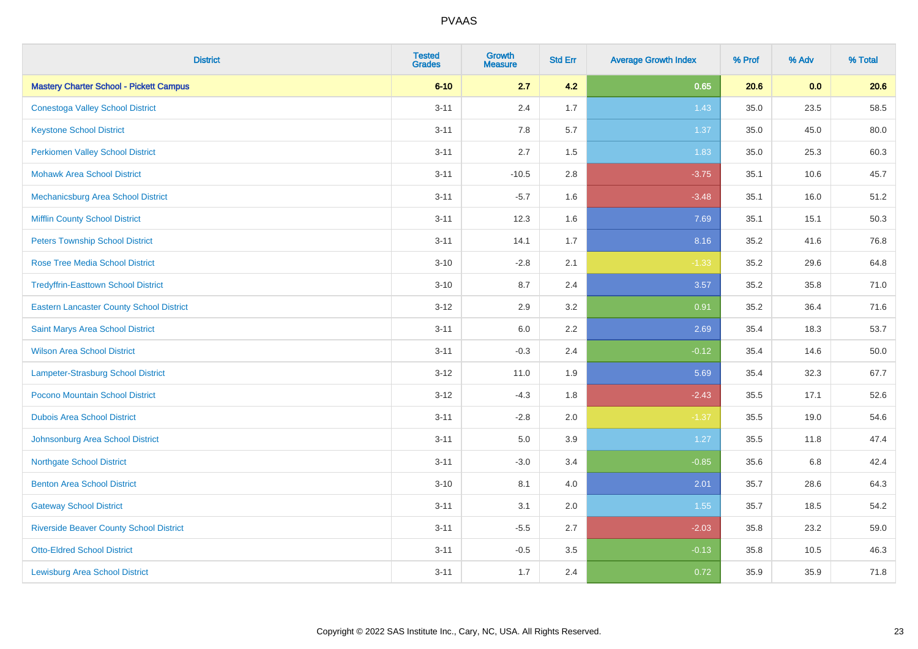PVAAS

| District | Tested Grades | Growth Measure | Std Err | Average Growth Index | % Prof | % Adv | % Total |
|---|---|---|---|---|---|---|---|
| **Mastery Charter School - Pickett Campus** | **6-10** | **2.7** | **4.2** | **0.65** | **20.6** | **0.0** | **20.6** |
| Conestoga Valley School District | 3-11 | 2.4 | 1.7 | 1.43 | 35.0 | 23.5 | 58.5 |
| Keystone School District | 3-11 | 7.8 | 5.7 | 1.37 | 35.0 | 45.0 | 80.0 |
| Perkiomen Valley School District | 3-11 | 2.7 | 1.5 | 1.83 | 35.0 | 25.3 | 60.3 |
| Mohawk Area School District | 3-11 | -10.5 | 2.8 | -3.75 | 35.1 | 10.6 | 45.7 |
| Mechanicsburg Area School District | 3-11 | -5.7 | 1.6 | -3.48 | 35.1 | 16.0 | 51.2 |
| Mifflin County School District | 3-11 | 12.3 | 1.6 | 7.69 | 35.1 | 15.1 | 50.3 |
| Peters Township School District | 3-11 | 14.1 | 1.7 | 8.16 | 35.2 | 41.6 | 76.8 |
| Rose Tree Media School District | 3-10 | -2.8 | 2.1 | -1.33 | 35.2 | 29.6 | 64.8 |
| Tredyffrin-Easttown School District | 3-10 | 8.7 | 2.4 | 3.57 | 35.2 | 35.8 | 71.0 |
| Eastern Lancaster County School District | 3-12 | 2.9 | 3.2 | 0.91 | 35.2 | 36.4 | 71.6 |
| Saint Marys Area School District | 3-11 | 6.0 | 2.2 | 2.69 | 35.4 | 18.3 | 53.7 |
| Wilson Area School District | 3-11 | -0.3 | 2.4 | -0.12 | 35.4 | 14.6 | 50.0 |
| Lampeter-Strasburg School District | 3-12 | 11.0 | 1.9 | 5.69 | 35.4 | 32.3 | 67.7 |
| Pocono Mountain School District | 3-12 | -4.3 | 1.8 | -2.43 | 35.5 | 17.1 | 52.6 |
| Dubois Area School District | 3-11 | -2.8 | 2.0 | -1.37 | 35.5 | 19.0 | 54.6 |
| Johnsonburg Area School District | 3-11 | 5.0 | 3.9 | 1.27 | 35.5 | 11.8 | 47.4 |
| Northgate School District | 3-11 | -3.0 | 3.4 | -0.85 | 35.6 | 6.8 | 42.4 |
| Benton Area School District | 3-10 | 8.1 | 4.0 | 2.01 | 35.7 | 28.6 | 64.3 |
| Gateway School District | 3-11 | 3.1 | 2.0 | 1.55 | 35.7 | 18.5 | 54.2 |
| Riverside Beaver County School District | 3-11 | -5.5 | 2.7 | -2.03 | 35.8 | 23.2 | 59.0 |
| Otto-Eldred School District | 3-11 | -0.5 | 3.5 | -0.13 | 35.8 | 10.5 | 46.3 |
| Lewisburg Area School District | 3-11 | 1.7 | 2.4 | 0.72 | 35.9 | 35.9 | 71.8 |

Copyright © 2022 SAS Institute Inc., Cary, NC, USA. All Rights Reserved.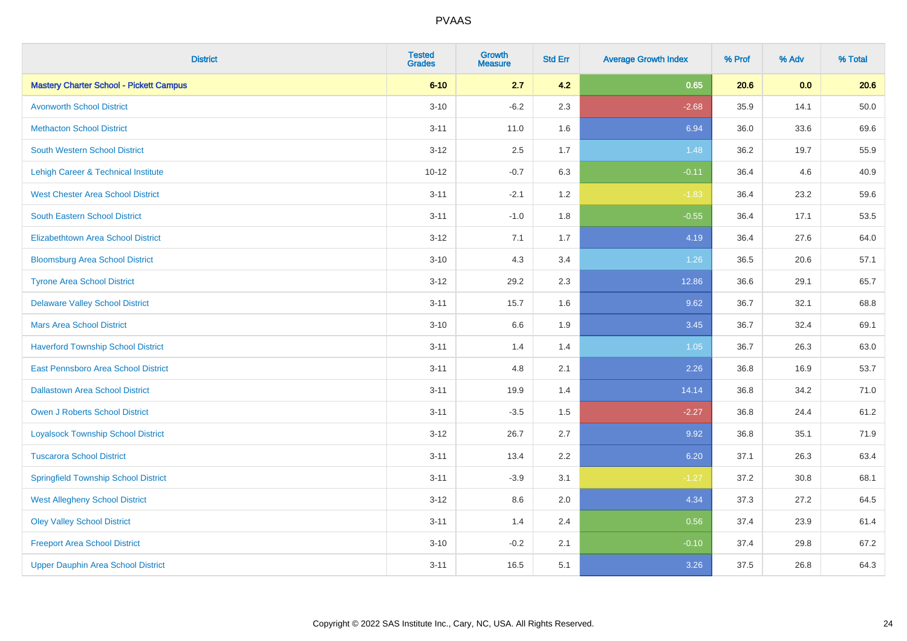| District | Tested Grades | Growth Measure | Std Err | Average Growth Index | % Prof | % Adv | % Total |
|---|---|---|---|---|---|---|---|
| **Mastery Charter School - Pickett Campus** | **6-10** | **2.7** | **4.2** | **0.65** | **20.6** | **0.0** | **20.6** |
| Avonworth School District | 3-10 | -6.2 | 2.3 | -2.68 | 35.9 | 14.1 | 50.0 |
| Methacton School District | 3-11 | 11.0 | 1.6 | 6.94 | 36.0 | 33.6 | 69.6 |
| South Western School District | 3-12 | 2.5 | 1.7 | 1.48 | 36.2 | 19.7 | 55.9 |
| Lehigh Career & Technical Institute | 10-12 | -0.7 | 6.3 | -0.11 | 36.4 | 4.6 | 40.9 |
| West Chester Area School District | 3-11 | -2.1 | 1.2 | -1.83 | 36.4 | 23.2 | 59.6 |
| South Eastern School District | 3-11 | -1.0 | 1.8 | -0.55 | 36.4 | 17.1 | 53.5 |
| Elizabethtown Area School District | 3-12 | 7.1 | 1.7 | 4.19 | 36.4 | 27.6 | 64.0 |
| Bloomsburg Area School District | 3-10 | 4.3 | 3.4 | 1.26 | 36.5 | 20.6 | 57.1 |
| Tyrone Area School District | 3-12 | 29.2 | 2.3 | 12.86 | 36.6 | 29.1 | 65.7 |
| Delaware Valley School District | 3-11 | 15.7 | 1.6 | 9.62 | 36.7 | 32.1 | 68.8 |
| Mars Area School District | 3-10 | 6.6 | 1.9 | 3.45 | 36.7 | 32.4 | 69.1 |
| Haverford Township School District | 3-11 | 1.4 | 1.4 | 1.05 | 36.7 | 26.3 | 63.0 |
| East Pennsboro Area School District | 3-11 | 4.8 | 2.1 | 2.26 | 36.8 | 16.9 | 53.7 |
| Dallastown Area School District | 3-11 | 19.9 | 1.4 | 14.14 | 36.8 | 34.2 | 71.0 |
| Owen J Roberts School District | 3-11 | -3.5 | 1.5 | -2.27 | 36.8 | 24.4 | 61.2 |
| Loyalsock Township School District | 3-12 | 26.7 | 2.7 | 9.92 | 36.8 | 35.1 | 71.9 |
| Tuscarora School District | 3-11 | 13.4 | 2.2 | 6.20 | 37.1 | 26.3 | 63.4 |
| Springfield Township School District | 3-11 | -3.9 | 3.1 | -1.27 | 37.2 | 30.8 | 68.1 |
| West Allegheny School District | 3-12 | 8.6 | 2.0 | 4.34 | 37.3 | 27.2 | 64.5 |
| Oley Valley School District | 3-11 | 1.4 | 2.4 | 0.56 | 37.4 | 23.9 | 61.4 |
| Freeport Area School District | 3-10 | -0.2 | 2.1 | -0.10 | 37.4 | 29.8 | 67.2 |
| Upper Dauphin Area School District | 3-11 | 16.5 | 5.1 | 3.26 | 37.5 | 26.8 | 64.3 |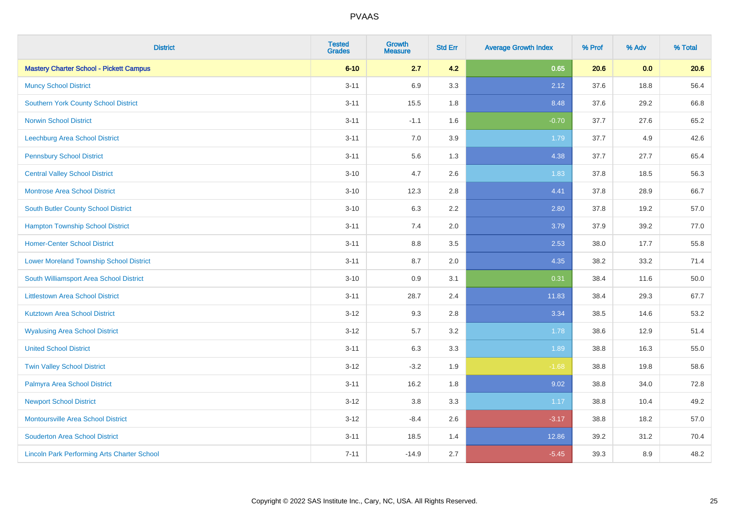| District | Tested Grades | Growth Measure | Std Err | Average Growth Index | % Prof | % Adv | % Total |
|---|---|---|---|---|---|---|---|
| **Mastery Charter School - Pickett Campus** | **6-10** | **2.7** | **4.2** | **0.65** | **20.6** | **0.0** | **20.6** |
| Muncy School District | 3-11 | 6.9 | 3.3 | 2.12 | 37.6 | 18.8 | 56.4 |
| Southern York County School District | 3-11 | 15.5 | 1.8 | 8.48 | 37.6 | 29.2 | 66.8 |
| Norwin School District | 3-11 | -1.1 | 1.6 | -0.70 | 37.7 | 27.6 | 65.2 |
| Leechburg Area School District | 3-11 | 7.0 | 3.9 | 1.79 | 37.7 | 4.9 | 42.6 |
| Pennsbury School District | 3-11 | 5.6 | 1.3 | 4.38 | 37.7 | 27.7 | 65.4 |
| Central Valley School District | 3-10 | 4.7 | 2.6 | 1.83 | 37.8 | 18.5 | 56.3 |
| Montrose Area School District | 3-10 | 12.3 | 2.8 | 4.41 | 37.8 | 28.9 | 66.7 |
| South Butler County School District | 3-10 | 6.3 | 2.2 | 2.80 | 37.8 | 19.2 | 57.0 |
| Hampton Township School District | 3-11 | 7.4 | 2.0 | 3.79 | 37.9 | 39.2 | 77.0 |
| Homer-Center School District | 3-11 | 8.8 | 3.5 | 2.53 | 38.0 | 17.7 | 55.8 |
| Lower Moreland Township School District | 3-11 | 8.7 | 2.0 | 4.35 | 38.2 | 33.2 | 71.4 |
| South Williamsport Area School District | 3-10 | 0.9 | 3.1 | 0.31 | 38.4 | 11.6 | 50.0 |
| Littlestown Area School District | 3-11 | 28.7 | 2.4 | 11.83 | 38.4 | 29.3 | 67.7 |
| Kutztown Area School District | 3-12 | 9.3 | 2.8 | 3.34 | 38.5 | 14.6 | 53.2 |
| Wyalusing Area School District | 3-12 | 5.7 | 3.2 | 1.78 | 38.6 | 12.9 | 51.4 |
| United School District | 3-11 | 6.3 | 3.3 | 1.89 | 38.8 | 16.3 | 55.0 |
| Twin Valley School District | 3-12 | -3.2 | 1.9 | -1.68 | 38.8 | 19.8 | 58.6 |
| Palmyra Area School District | 3-11 | 16.2 | 1.8 | 9.02 | 38.8 | 34.0 | 72.8 |
| Newport School District | 3-12 | 3.8 | 3.3 | 1.17 | 38.8 | 10.4 | 49.2 |
| Montoursville Area School District | 3-12 | -8.4 | 2.6 | -3.17 | 38.8 | 18.2 | 57.0 |
| Souderton Area School District | 3-11 | 18.5 | 1.4 | 12.86 | 39.2 | 31.2 | 70.4 |
| Lincoln Park Performing Arts Charter School | 7-11 | -14.9 | 2.7 | -5.45 | 39.3 | 8.9 | 48.2 |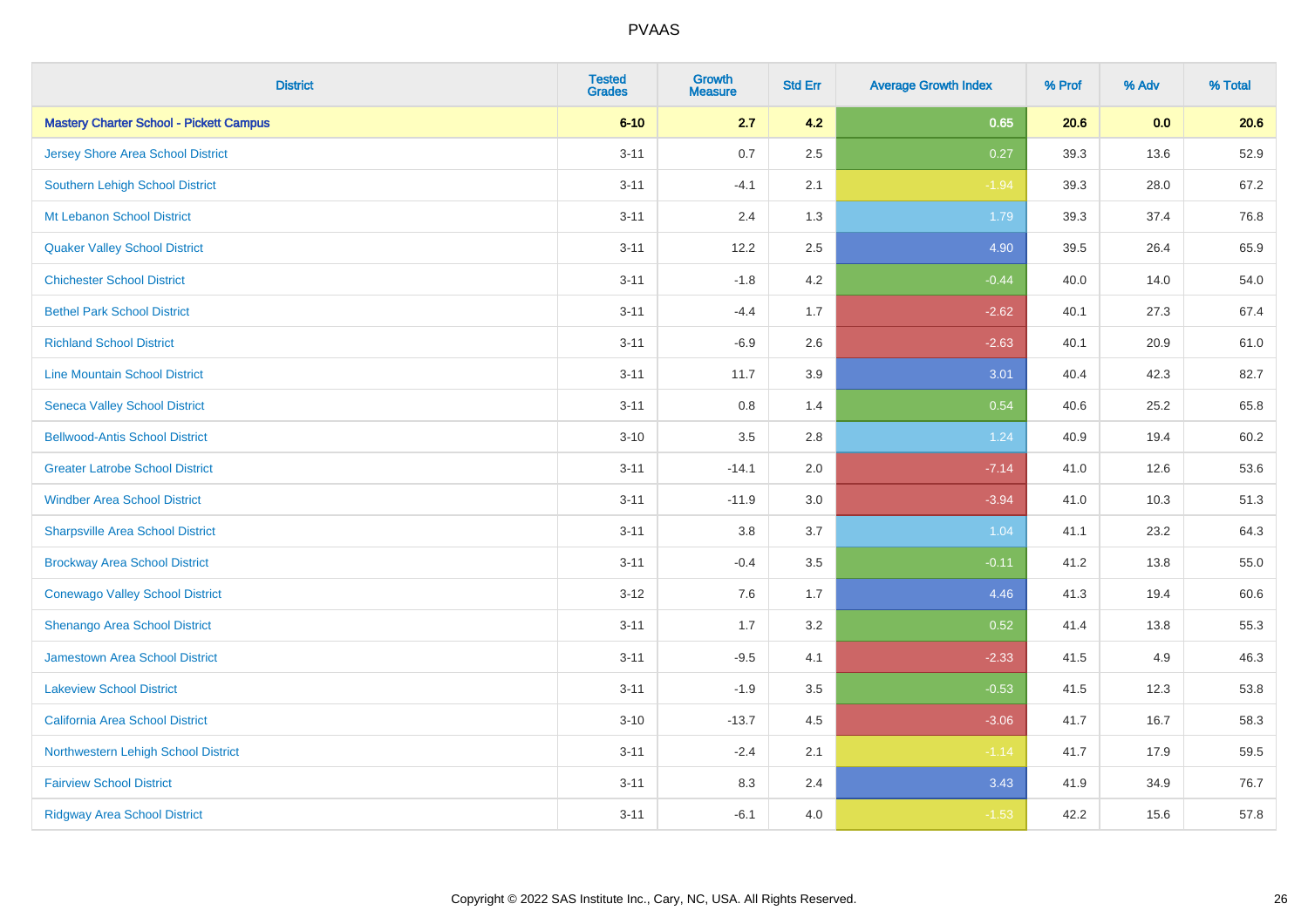| District | Tested Grades | Growth Measure | Std Err | Average Growth Index | % Prof | % Adv | % Total |
|---|---|---|---|---|---|---|---|
| **Mastery Charter School - Pickett Campus** | **6-10** | **2.7** | **4.2** | **0.65** | **20.6** | **0.0** | **20.6** |
| Jersey Shore Area School District | 3-11 | 0.7 | 2.5 | 0.27 | 39.3 | 13.6 | 52.9 |
| Southern Lehigh School District | 3-11 | -4.1 | 2.1 | -1.94 | 39.3 | 28.0 | 67.2 |
| Mt Lebanon School District | 3-11 | 2.4 | 1.3 | 1.79 | 39.3 | 37.4 | 76.8 |
| Quaker Valley School District | 3-11 | 12.2 | 2.5 | 4.90 | 39.5 | 26.4 | 65.9 |
| Chichester School District | 3-11 | -1.8 | 4.2 | -0.44 | 40.0 | 14.0 | 54.0 |
| Bethel Park School District | 3-11 | -4.4 | 1.7 | -2.62 | 40.1 | 27.3 | 67.4 |
| Richland School District | 3-11 | -6.9 | 2.6 | -2.63 | 40.1 | 20.9 | 61.0 |
| Line Mountain School District | 3-11 | 11.7 | 3.9 | 3.01 | 40.4 | 42.3 | 82.7 |
| Seneca Valley School District | 3-11 | 0.8 | 1.4 | 0.54 | 40.6 | 25.2 | 65.8 |
| Bellwood-Antis School District | 3-10 | 3.5 | 2.8 | 1.24 | 40.9 | 19.4 | 60.2 |
| Greater Latrobe School District | 3-11 | -14.1 | 2.0 | -7.14 | 41.0 | 12.6 | 53.6 |
| Windber Area School District | 3-11 | -11.9 | 3.0 | -3.94 | 41.0 | 10.3 | 51.3 |
| Sharpsville Area School District | 3-11 | 3.8 | 3.7 | 1.04 | 41.1 | 23.2 | 64.3 |
| Brockway Area School District | 3-11 | -0.4 | 3.5 | -0.11 | 41.2 | 13.8 | 55.0 |
| Conewago Valley School District | 3-12 | 7.6 | 1.7 | 4.46 | 41.3 | 19.4 | 60.6 |
| Shenango Area School District | 3-11 | 1.7 | 3.2 | 0.52 | 41.4 | 13.8 | 55.3 |
| Jamestown Area School District | 3-11 | -9.5 | 4.1 | -2.33 | 41.5 | 4.9 | 46.3 |
| Lakeview School District | 3-11 | -1.9 | 3.5 | -0.53 | 41.5 | 12.3 | 53.8 |
| California Area School District | 3-10 | -13.7 | 4.5 | -3.06 | 41.7 | 16.7 | 58.3 |
| Northwestern Lehigh School District | 3-11 | -2.4 | 2.1 | -1.14 | 41.7 | 17.9 | 59.5 |
| Fairview School District | 3-11 | 8.3 | 2.4 | 3.43 | 41.9 | 34.9 | 76.7 |
| Ridgway Area School District | 3-11 | -6.1 | 4.0 | -1.53 | 42.2 | 15.6 | 57.8 |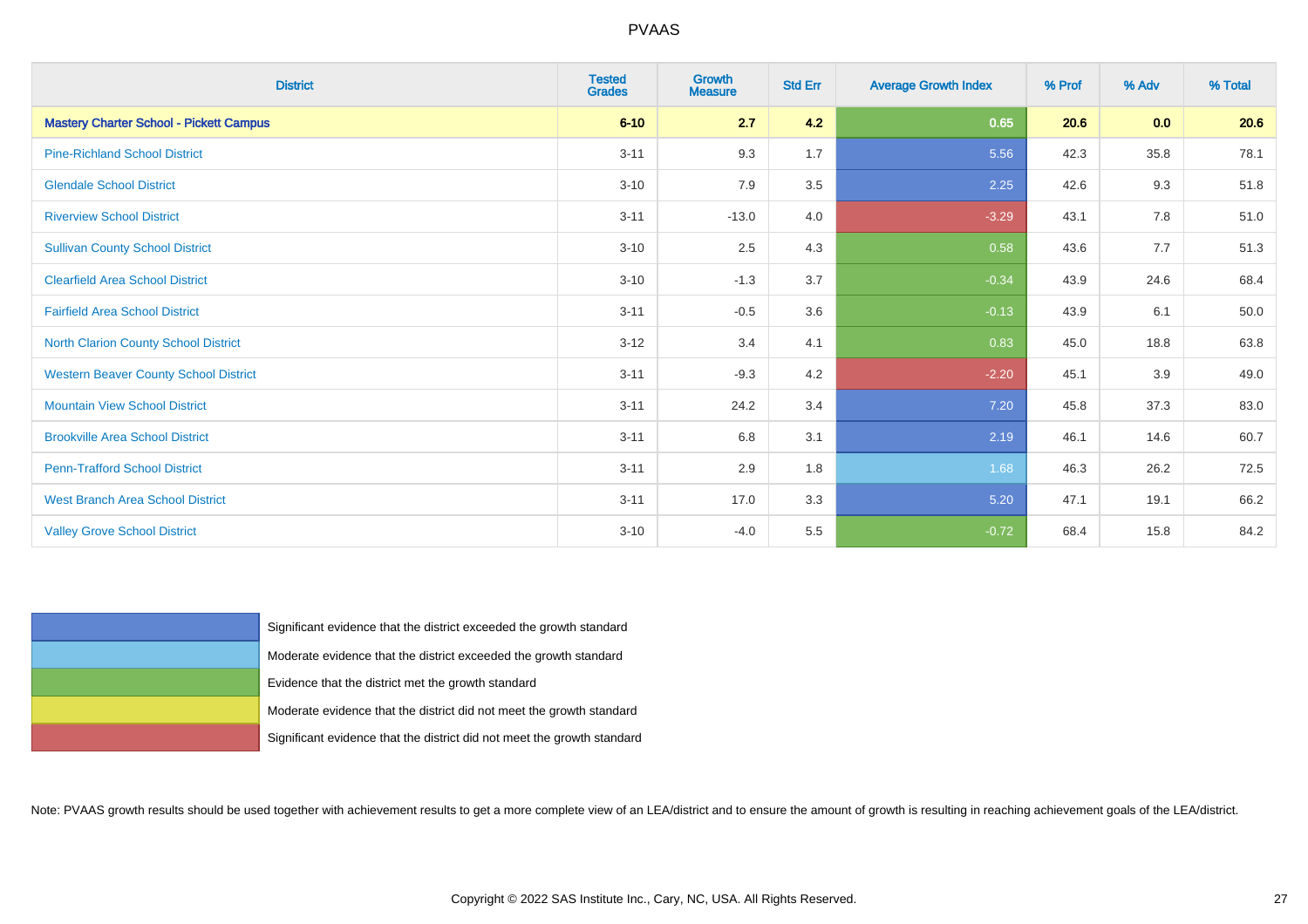PVAAS

| District | Tested Grades | Growth Measure | Std Err | Average Growth Index | % Prof | % Adv | % Total |
|---|---|---|---|---|---|---|---|
| **Mastery Charter School - Pickett Campus** | **6-10** | **2.7** | **4.2** | **0.65** | **20.6** | **0.0** | **20.6** |
| Pine-Richland School District | 3-11 | 9.3 | 1.7 | 5.56 | 42.3 | 35.8 | 78.1 |
| Glendale School District | 3-10 | 7.9 | 3.5 | 2.25 | 42.6 | 9.3 | 51.8 |
| Riverview School District | 3-11 | -13.0 | 4.0 | -3.29 | 43.1 | 7.8 | 51.0 |
| Sullivan County School District | 3-10 | 2.5 | 4.3 | 0.58 | 43.6 | 7.7 | 51.3 |
| Clearfield Area School District | 3-10 | -1.3 | 3.7 | -0.34 | 43.9 | 24.6 | 68.4 |
| Fairfield Area School District | 3-11 | -0.5 | 3.6 | -0.13 | 43.9 | 6.1 | 50.0 |
| North Clarion County School District | 3-12 | 3.4 | 4.1 | 0.83 | 45.0 | 18.8 | 63.8 |
| Western Beaver County School District | 3-11 | -9.3 | 4.2 | -2.20 | 45.1 | 3.9 | 49.0 |
| Mountain View School District | 3-11 | 24.2 | 3.4 | 7.20 | 45.8 | 37.3 | 83.0 |
| Brookville Area School District | 3-11 | 6.8 | 3.1 | 2.19 | 46.1 | 14.6 | 60.7 |
| Penn-Trafford School District | 3-11 | 2.9 | 1.8 | 1.68 | 46.3 | 26.2 | 72.5 |
| West Branch Area School District | 3-11 | 17.0 | 3.3 | 5.20 | 47.1 | 19.1 | 66.2 |
| Valley Grove School District | 3-10 | -4.0 | 5.5 | -0.72 | 68.4 | 15.8 | 84.2 |

Significant evidence that the district exceeded the growth standard

Moderate evidence that the district exceeded the growth standard

Evidence that the district met the growth standard

Moderate evidence that the district did not meet the growth standard

Significant evidence that the district did not meet the growth standard

Note: PVAAS growth results should be used together with achievement results to get a more complete view of an LEA/district and to ensure the amount of growth is resulting in reaching achievement goals of the LEA/district.

Copyright © 2022 SAS Institute Inc., Cary, NC, USA. All Rights Reserved.